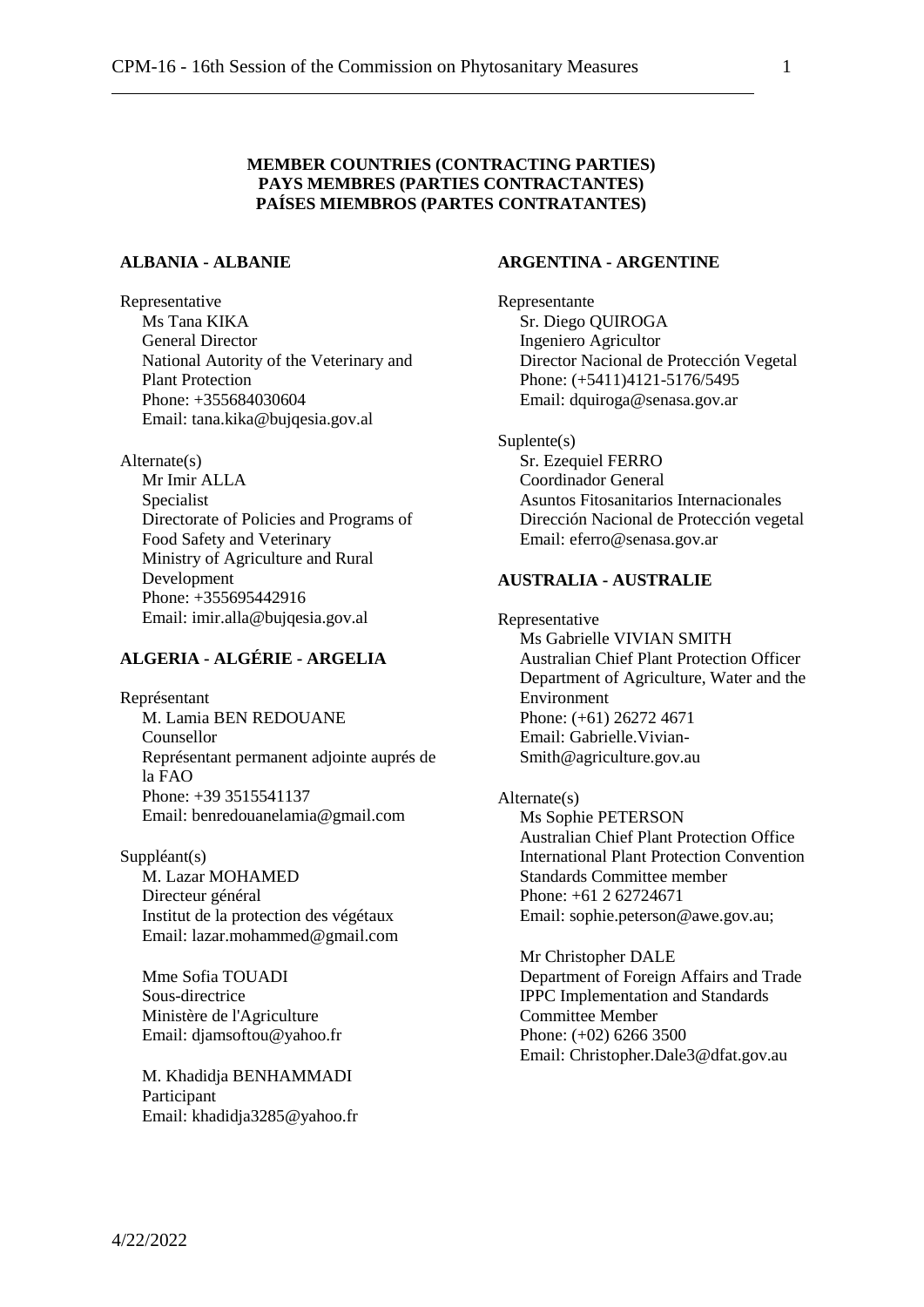**MEMBER COUNTRIES (CONTRACTING PARTIES)**
**PAYS MEMBRES (PARTIES CONTRACTANTES)**
**PAÍSES MIEMBROS (PARTES CONTRATANTES)**

### ALBANIA - ALBANIE

Representative
Ms Tana KIKA
General Director
National Autority of the Veterinary and Plant Protection
Phone: +355684030604
Email: tana.kika@bujqesia.gov.al

Alternate(s)
Mr Imir ALLA
Specialist
Directorate of Policies and Programs of Food Safety and Veterinary
Ministry of Agriculture and Rural Development
Phone: +355695442916
Email: imir.alla@bujqesia.gov.al

### ALGERIA - ALGÉRIE - ARGELIA

Représentant
M. Lamia BEN REDOUANE
Counsellor
Représentant permanent adjointe auprés de la FAO
Phone: +39 3515541137
Email: benredouanelamia@gmail.com

Suppléant(s)
M. Lazar MOHAMED
Directeur général
Institut de la protection des végétaux
Email: lazar.mohammed@gmail.com

Mme Sofia TOUADI
Sous-directrice
Ministère de l'Agriculture
Email: djamsoftou@yahoo.fr

M. Khadidja BENHAMMADI
Participant
Email: khadidja3285@yahoo.fr

### ARGENTINA - ARGENTINE

Representante
Sr. Diego QUIROGA
Ingeniero Agricultor
Director Nacional de Protección Vegetal
Phone: (+5411)4121-5176/5495
Email: dquiroga@senasa.gov.ar

Suplente(s)
Sr. Ezequiel FERRO
Coordinador General
Asuntos Fitosanitarios Internacionales
Dirección Nacional de Protección vegetal
Email: eferro@senasa.gov.ar

### AUSTRALIA - AUSTRALIE

Representative
Ms Gabrielle VIVIAN SMITH
Australian Chief Plant Protection Officer
Department of Agriculture, Water and the Environment
Phone: (+61) 26272 4671
Email: Gabrielle.Vivian-Smith@agriculture.gov.au

Alternate(s)
Ms Sophie PETERSON
Australian Chief Plant Protection Office
International Plant Protection Convention Standards Committee member
Phone: +61 2 62724671
Email: sophie.peterson@awe.gov.au;

Mr Christopher DALE
Department of Foreign Affairs and Trade
IPPC Implementation and Standards Committee Member
Phone: (+02) 6266 3500
Email: Christopher.Dale3@dfat.gov.au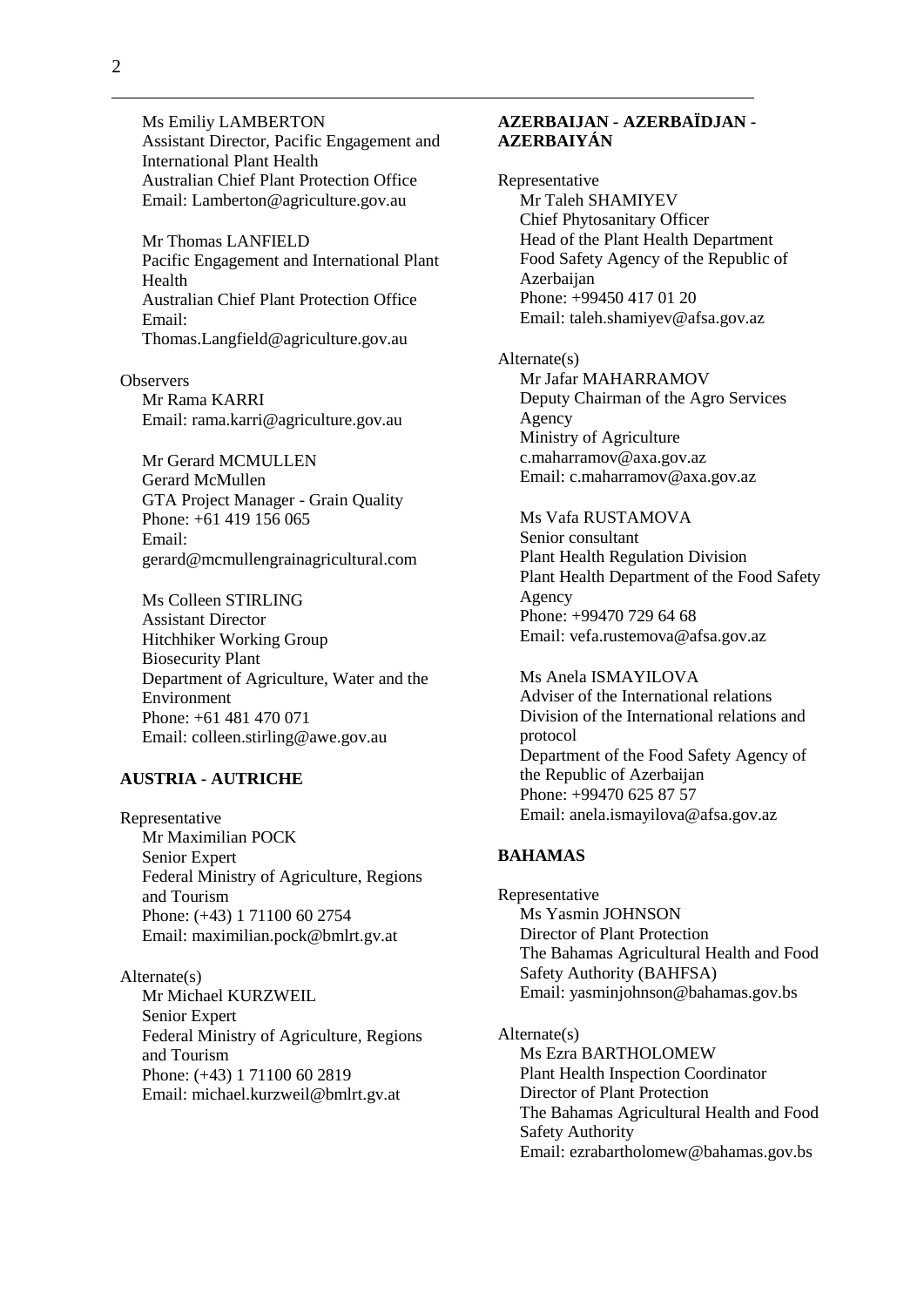Ms Emiliy LAMBERTON
Assistant Director, Pacific Engagement and International Plant Health
Australian Chief Plant Protection Office
Email: Lamberton@agriculture.gov.au

Mr Thomas LANFIELD
Pacific Engagement and International Plant Health
Australian Chief Plant Protection Office
Email:
Thomas.Langfield@agriculture.gov.au

Observers

Mr Rama KARRI
Email: rama.karri@agriculture.gov.au

Mr Gerard MCMULLEN
Gerard McMullen
GTA Project Manager - Grain Quality
Phone: +61 419 156 065
Email:
gerard@mcmullengrainagricultural.com

Ms Colleen STIRLING
Assistant Director
Hitchhiker Working Group
Biosecurity Plant
Department of Agriculture, Water and the Environment
Phone: +61 481 470 071
Email: colleen.stirling@awe.gov.au

**AUSTRIA - AUTRICHE**

Representative

Mr Maximilian POCK
Senior Expert
Federal Ministry of Agriculture, Regions and Tourism
Phone: (+43) 1 71100 60 2754
Email: maximilian.pock@bmlrt.gv.at

Alternate(s)

Mr Michael KURZWEIL
Senior Expert
Federal Ministry of Agriculture, Regions and Tourism
Phone: (+43) 1 71100 60 2819
Email: michael.kurzweil@bmlrt.gv.at

**AZERBAIJAN - AZERBAÏDJAN - AZERBAIYÁN**

Representative

Mr Taleh SHAMIYEV
Chief Phytosanitary Officer
Head of the Plant Health Department
Food Safety Agency of the Republic of Azerbaijan
Phone: +99450 417 01 20
Email: taleh.shamiyev@afsa.gov.az

Alternate(s)

Mr Jafar MAHARRAMOV
Deputy Chairman of the Agro Services Agency
Ministry of Agriculture
c.maharramov@axa.gov.az
Email: c.maharramov@axa.gov.az

Ms Vafa RUSTAMOVA
Senior consultant
Plant Health Regulation Division
Plant Health Department of the Food Safety Agency
Phone: +99470 729 64 68
Email: vefa.rustemova@afsa.gov.az

Ms Anela ISMAYILOVA
Adviser of the International relations
Division of the International relations and protocol
Department of the Food Safety Agency of the Republic of Azerbaijan
Phone: +99470 625 87 57
Email: anela.ismayilova@afsa.gov.az

**BAHAMAS**

Representative

Ms Yasmin JOHNSON
Director of Plant Protection
The Bahamas Agricultural Health and Food Safety Authority (BAHFSA)
Email: yasminjohnson@bahamas.gov.bs

Alternate(s)

Ms Ezra BARTHOLOMEW
Plant Health Inspection Coordinator
Director of Plant Protection
The Bahamas Agricultural Health and Food Safety Authority
Email: ezrabartholomew@bahamas.gov.bs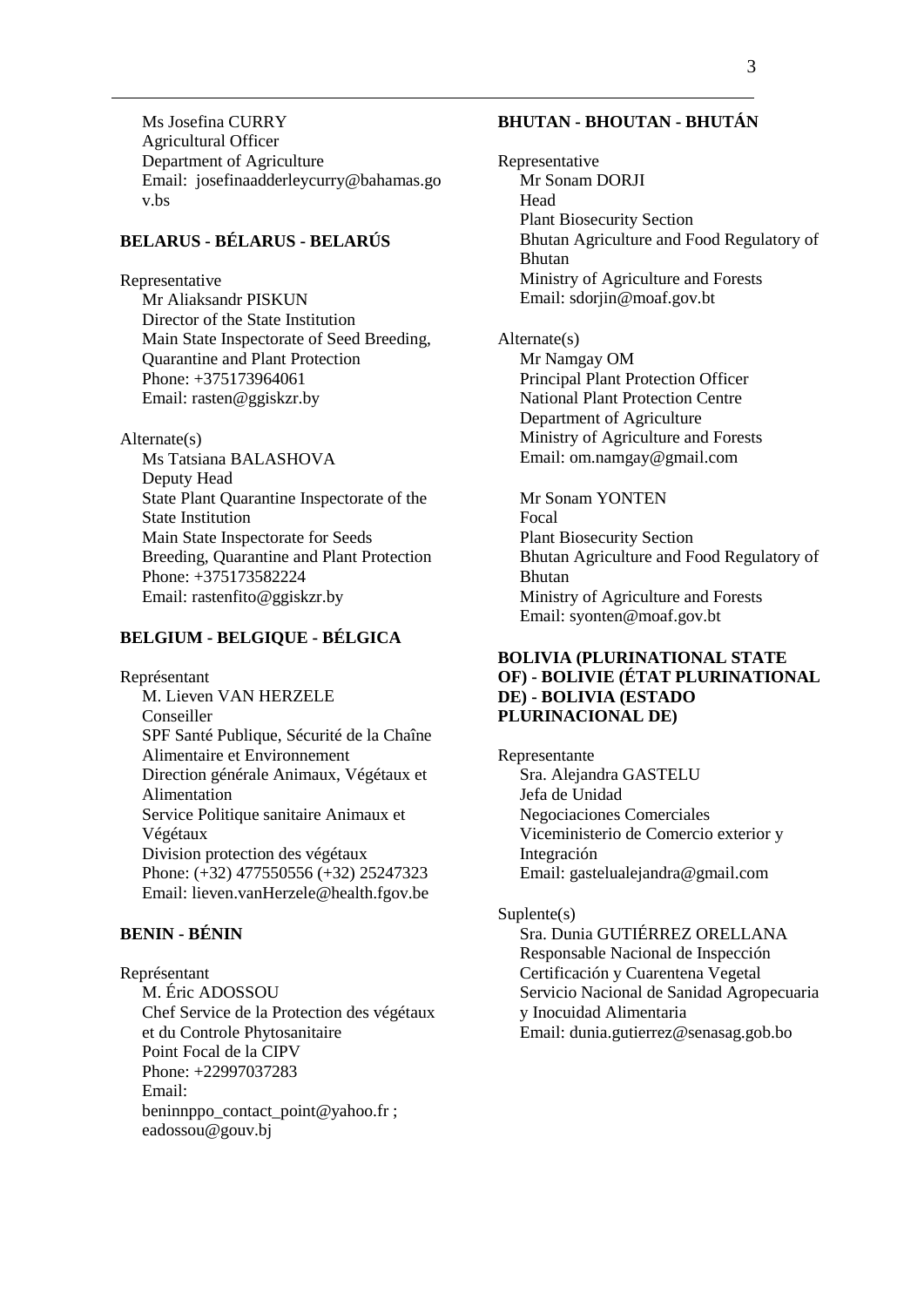Ms Josefina CURRY
Agricultural Officer
Department of Agriculture
Email: josefinaadderleycurry@bahamas.gov.bs

## BELARUS - BÉLARUS - BELARÚS

Representative

Mr Aliaksandr PISKUN
Director of the State Institution
Main State Inspectorate of Seed Breeding, Quarantine and Plant Protection
Phone: +375173964061
Email: rasten@ggiskzr.by

Alternate(s)

Ms Tatsiana BALASHOVA
Deputy Head
State Plant Quarantine Inspectorate of the State Institution
Main State Inspectorate for Seeds Breeding, Quarantine and Plant Protection
Phone: +375173582224
Email: rastenfito@ggiskzr.by

## BELGIUM - BELGIQUE - BÉLGICA

Représentant

M. Lieven VAN HERZELE
Conseiller
SPF Santé Publique, Sécurité de la Chaîne Alimentaire et Environnement
Direction générale Animaux, Végétaux et Alimentation
Service Politique sanitaire Animaux et Végétaux
Division protection des végétaux
Phone: (+32) 477550556 (+32) 25247323
Email: lieven.vanHerzele@health.fgov.be

## BENIN - BÉNIN

Représentant

M. Éric ADOSSOU
Chef Service de la Protection des végétaux et du Controle Phytosanitaire
Point Focal de la CIPV
Phone: +22997037283
Email:
beninnppo_contact_point@yahoo.fr ;
eadossou@gouv.bj

## BHUTAN - BHOUTAN - BHUTÁN

Representative

Mr Sonam DORJI
Head
Plant Biosecurity Section
Bhutan Agriculture and Food Regulatory of Bhutan
Ministry of Agriculture and Forests
Email: sdorjin@moaf.gov.bt

Alternate(s)

Mr Namgay OM
Principal Plant Protection Officer
National Plant Protection Centre
Department of Agriculture
Ministry of Agriculture and Forests
Email: om.namgay@gmail.com

Mr Sonam YONTEN
Focal
Plant Biosecurity Section
Bhutan Agriculture and Food Regulatory of Bhutan
Ministry of Agriculture and Forests
Email: syonten@moaf.gov.bt

## BOLIVIA (PLURINATIONAL STATE OF) - BOLIVIE (ÉTAT PLURINATIONAL DE) - BOLIVIA (ESTADO PLURINACIONAL DE)

Representante

Sra. Alejandra GASTELU
Jefa de Unidad
Negociaciones Comerciales
Viceministerio de Comercio exterior y Integración
Email: gastelualejandra@gmail.com

Suplente(s)

Sra. Dunia GUTIÉRREZ ORELLANA
Responsable Nacional de Inspección
Certificación y Cuarentena Vegetal
Servicio Nacional de Sanidad Agropecuaria y Inocuidad Alimentaria
Email: dunia.gutierrez@senasag.gob.bo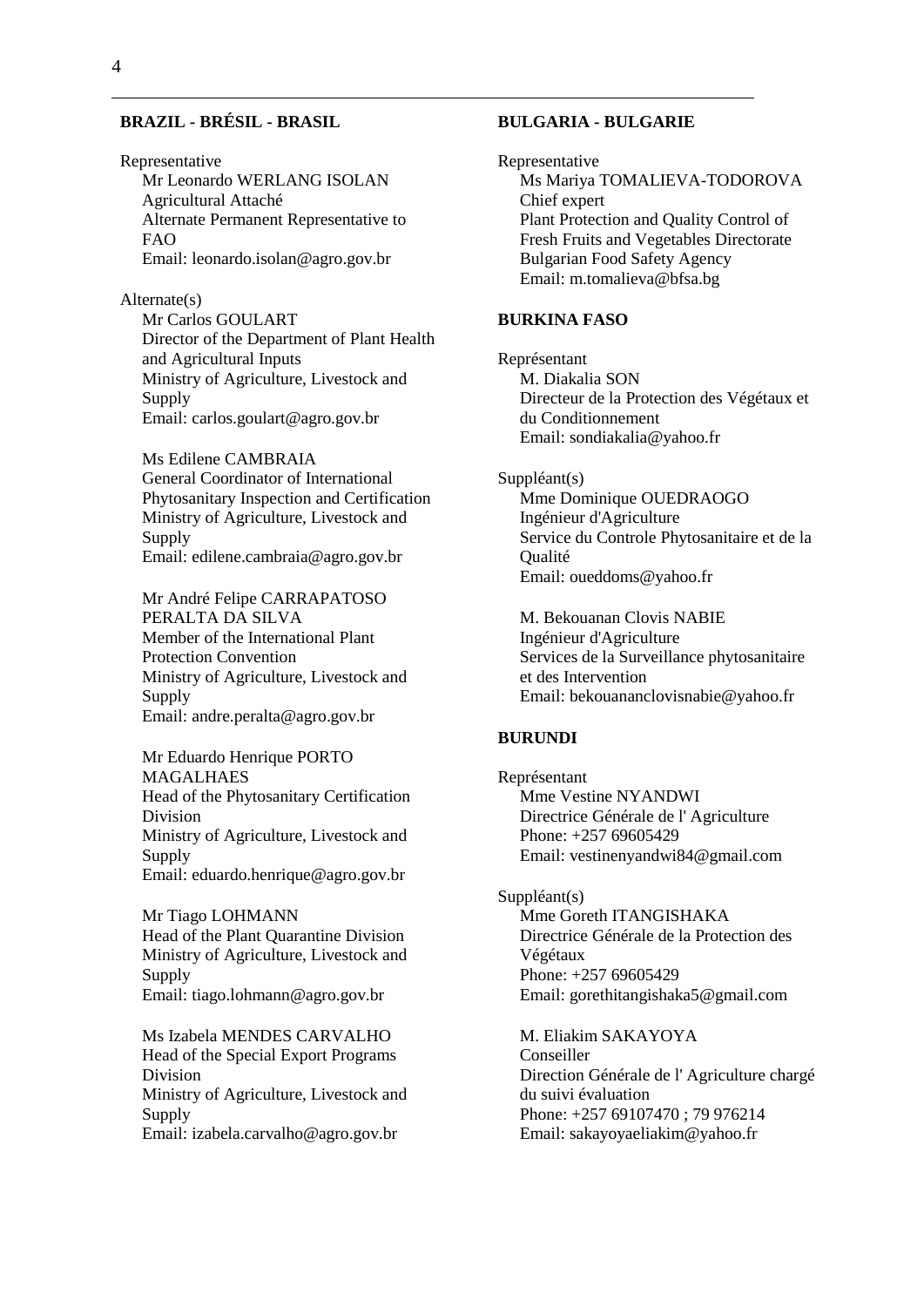**BRAZIL - BRÉSIL - BRASIL**

Representative

Mr Leonardo WERLANG ISOLAN
Agricultural Attaché
Alternate Permanent Representative to FAO
Email: leonardo.isolan@agro.gov.br

Alternate(s)

Mr Carlos GOULART
Director of the Department of Plant Health and Agricultural Inputs
Ministry of Agriculture, Livestock and Supply
Email: carlos.goulart@agro.gov.br

Ms Edilene CAMBRAIA
General Coordinator of International Phytosanitary Inspection and Certification
Ministry of Agriculture, Livestock and Supply
Email: edilene.cambraia@agro.gov.br

Mr André Felipe CARRAPATOSO PERALTA DA SILVA
Member of the International Plant Protection Convention
Ministry of Agriculture, Livestock and Supply
Email: andre.peralta@agro.gov.br

Mr Eduardo Henrique PORTO MAGALHAES
Head of the Phytosanitary Certification Division
Ministry of Agriculture, Livestock and Supply
Email: eduardo.henrique@agro.gov.br

Mr Tiago LOHMANN
Head of the Plant Quarantine Division
Ministry of Agriculture, Livestock and Supply
Email: tiago.lohmann@agro.gov.br

Ms Izabela MENDES CARVALHO
Head of the Special Export Programs Division
Ministry of Agriculture, Livestock and Supply
Email: izabela.carvalho@agro.gov.br

**BULGARIA - BULGARIE**

Representative

Ms Mariya TOMALIEVA-TODOROVA
Chief expert
Plant Protection and Quality Control of Fresh Fruits and Vegetables Directorate
Bulgarian Food Safety Agency
Email: m.tomalieva@bfsa.bg

**BURKINA FASO**

Représentant

M. Diakalia SON
Directeur de la Protection des Végétaux et du Conditionnement
Email: sondiakalia@yahoo.fr

Suppléant(s)

Mme Dominique OUEDRAOGO
Ingénieur d'Agriculture
Service du Controle Phytosanitaire et de la Qualité
Email: oueddoms@yahoo.fr

M. Bekouanan Clovis NABIE
Ingénieur d'Agriculture
Services de la Surveillance phytosanitaire et des Intervention
Email: bekouananclovisnabie@yahoo.fr

**BURUNDI**

Représentant

Mme Vestine NYANDWI
Directrice Générale de l' Agriculture
Phone: +257 69605429
Email: vestinenyandwi84@gmail.com

Suppléant(s)

Mme Goreth ITANGISHAKA
Directrice Générale de la Protection des Végétaux
Phone: +257 69605429
Email: gorethitangishaka5@gmail.com

M. Eliakim SAKAYOYA
Conseiller
Direction Générale de l' Agriculture chargé du suivi évaluation
Phone: +257 69107470 ; 79 976214
Email: sakayoyaeliakim@yahoo.fr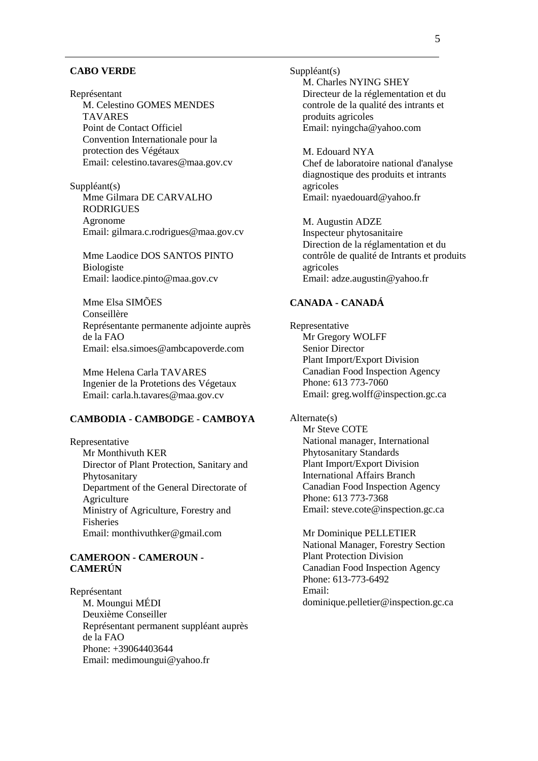**CABO VERDE**

Représentant
M. Celestino GOMES MENDES TAVARES
Point de Contact Officiel
Convention Internationale pour la protection des Végétaux
Email: celestino.tavares@maa.gov.cv

Suppléant(s)
Mme Gilmara DE CARVALHO RODRIGUES
Agronome
Email: gilmara.c.rodrigues@maa.gov.cv

Mme Laodice DOS SANTOS PINTO
Biologiste
Email: laodice.pinto@maa.gov.cv

Mme Elsa SIMÕES
Conseillère
Représentante permanente adjointe auprès de la FAO
Email: elsa.simoes@ambcapoverde.com

Mme Helena Carla TAVARES
Ingenier de la Protetions des Végetaux
Email: carla.h.tavares@maa.gov.cv

**CAMBODIA - CAMBODGE - CAMBOYA**

Representative
Mr Monthivuth KER
Director of Plant Protection, Sanitary and Phytosanitary
Department of the General Directorate of Agriculture
Ministry of Agriculture, Forestry and Fisheries
Email: monthivuthker@gmail.com

**CAMEROON - CAMEROUN - CAMERÚN**

Représentant
M. Moungui MÉDI
Deuxième Conseiller
Représentant permanent suppléant auprès de la FAO
Phone: +39064403644
Email: medimoungui@yahoo.fr

Suppléant(s)
M. Charles NYING SHEY
Directeur de la réglementation et du controle de la qualité des intrants et produits agricoles
Email: nyingcha@yahoo.com

M. Edouard NYA
Chef de laboratoire national d'analyse diagnostique des produits et intrants agricoles
Email: nyaedouard@yahoo.fr

M. Augustin ADZE
Inspecteur phytosanitaire
Direction de la réglamentation et du contrôle de qualité de Intrants et produits agricoles
Email: adze.augustin@yahoo.fr

**CANADA - CANADÁ**

Representative
Mr Gregory WOLFF
Senior Director
Plant Import/Export Division
Canadian Food Inspection Agency
Phone: 613 773-7060
Email: greg.wolff@inspection.gc.ca

Alternate(s)
Mr Steve COTE
National manager, International Phytosanitary Standards
Plant Import/Export Division
International Affairs Branch
Canadian Food Inspection Agency
Phone: 613 773-7368
Email: steve.cote@inspection.gc.ca

Mr Dominique PELLETIER
National Manager, Forestry Section
Plant Protection Division
Canadian Food Inspection Agency
Phone: 613-773-6492
Email:
dominique.pelletier@inspection.gc.ca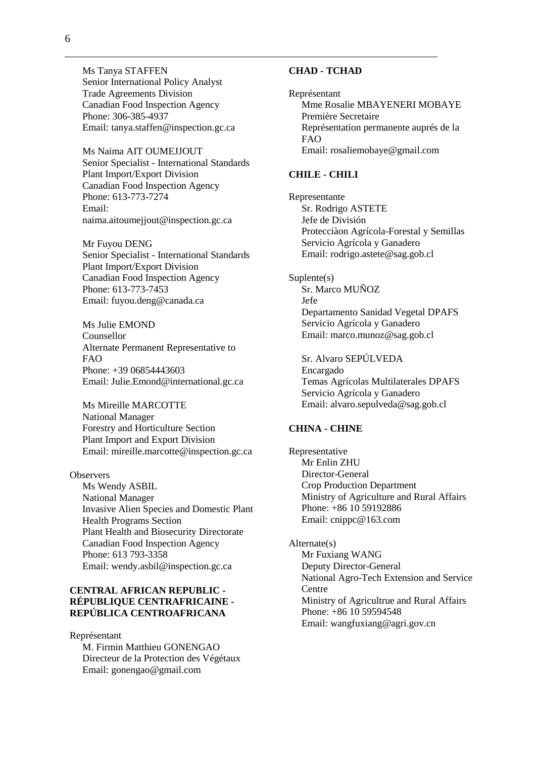Ms Tanya STAFFEN
Senior International Policy Analyst
Trade Agreements Division
Canadian Food Inspection Agency
Phone: 306-385-4937
Email: tanya.staffen@inspection.gc.ca

Ms Naima AIT OUMEJJOUT
Senior Specialist - International Standards
Plant Import/Export Division
Canadian Food Inspection Agency
Phone: 613-773-7274
Email:
naima.aitoumejjout@inspection.gc.ca

Mr Fuyou DENG
Senior Specialist - International Standards
Plant Import/Export Division
Canadian Food Inspection Agency
Phone: 613-773-7453
Email: fuyou.deng@canada.ca

Ms Julie EMOND
Counsellor
Alternate Permanent Representative to FAO
Phone: +39 06854443603
Email: Julie.Emond@international.gc.ca

Ms Mireille MARCOTTE
National Manager
Forestry and Horticulture Section
Plant Import and Export Division
Email: mireille.marcotte@inspection.gc.ca

Observers
Ms Wendy ASBIL
National Manager
Invasive Alien Species and Domestic Plant Health Programs Section
Plant Health and Biosecurity Directorate
Canadian Food Inspection Agency
Phone: 613 793-3358
Email: wendy.asbil@inspection.gc.ca

**CENTRAL AFRICAN REPUBLIC - RÉPUBLIQUE CENTRAFRICAINE - REPÚBLICA CENTROAFRICANA**

Représentant
M. Firmin Matthieu GONENGAO
Directeur de la Protection des Végétaux
Email: gonengao@gmail.com

**CHAD - TCHAD**

Représentant
Mme Rosalie MBAYENERI MOBAYE
Première Secretaire
Représentation permanente auprés de la FAO
Email: rosaliemobaye@gmail.com

**CHILE - CHILI**

Representante
Sr. Rodrigo ASTETE
Jefe de División
Protecciàon Agrícola-Forestal y Semillas
Servicio Agrícola y Ganadero
Email: rodrigo.astete@sag.gob.cl

Suplente(s)
Sr. Marco MUÑOZ
Jefe
Departamento Sanidad Vegetal DPAFS
Servicio Agrícola y Ganadero
Email: marco.munoz@sag.gob.cl

Sr. Alvaro SEPÚLVEDA
Encargado
Temas Agrícolas Multilaterales DPAFS
Servicio Agrícola y Ganadero
Email: alvaro.sepulveda@sag.gob.cl

**CHINA - CHINE**

Representative
Mr Enlin ZHU
Director-General
Crop Production Department
Ministry of Agriculture and Rural Affairs
Phone: +86 10 59192886
Email: cnippc@163.com

Alternate(s)
Mr Fuxiang WANG
Deputy Director-General
National Agro-Tech Extension and Service Centre
Ministry of Agricultrue and Rural Affairs
Phone: +86 10 59594548
Email: wangfuxiang@agri.gov.cn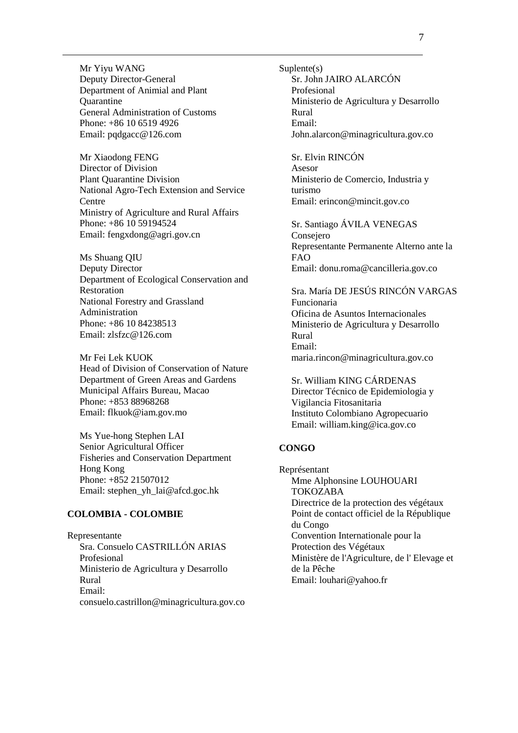Mr Yiyu WANG
Deputy Director-General
Department of Animial and Plant Quarantine
General Administration of Customs
Phone: +86 10 6519 4926
Email: pqdgacc@126.com

Mr Xiaodong FENG
Director of Division
Plant Quarantine Division
National Agro-Tech Extension and Service Centre
Ministry of Agriculture and Rural Affairs
Phone: +86 10 59194524
Email: fengxdong@agri.gov.cn

Ms Shuang QIU
Deputy Director
Department of Ecological Conservation and Restoration
National Forestry and Grassland Administration
Phone: +86 10 84238513
Email: zlsfzc@126.com

Mr Fei Lek KUOK
Head of Division of Conservation of Nature
Department of Green Areas and Gardens
Municipal Affairs Bureau, Macao
Phone: +853 88968268
Email: flkuok@iam.gov.mo

Ms Yue-hong Stephen LAI
Senior Agricultural Officer
Fisheries and Conservation Department
Hong Kong
Phone: +852 21507012
Email: stephen_yh_lai@afcd.goc.hk

**COLOMBIA - COLOMBIE**

Representante

Sra. Consuelo CASTRILLÓN ARIAS
Profesional
Ministerio de Agricultura y Desarrollo Rural
Email:
consuelo.castrillon@minagricultura.gov.co

Suplente(s)

Sr. John JAIRO ALARCÓN
Profesional
Ministerio de Agricultura y Desarrollo Rural
Email:
John.alarcon@minagricultura.gov.co

Sr. Elvin RINCÓN
Asesor
Ministerio de Comercio, Industria y turismo
Email: erincon@mincit.gov.co

Sr. Santiago ÁVILA VENEGAS
Consejero
Representante Permanente Alterno ante la FAO
Email: donu.roma@cancilleria.gov.co

Sra. María DE JESÚS RINCÓN VARGAS
Funcionaria
Oficina de Asuntos Internacionales
Ministerio de Agricultura y Desarrollo Rural
Email:
maria.rincon@minagricultura.gov.co

Sr. William KING CÁRDENAS
Director Técnico de Epidemiologia y Vigilancia Fitosanitaria
Instituto Colombiano Agropecuario
Email: william.king@ica.gov.co

**CONGO**

Représentant

Mme Alphonsine LOUHOUARI TOKOZABA
Directrice de la protection des végétaux
Point de contact officiel de la République du Congo
Convention Internationale pour la Protection des Végétaux
Ministère de l'Agriculture, de l' Elevage et de la Pêche
Email: louhari@yahoo.fr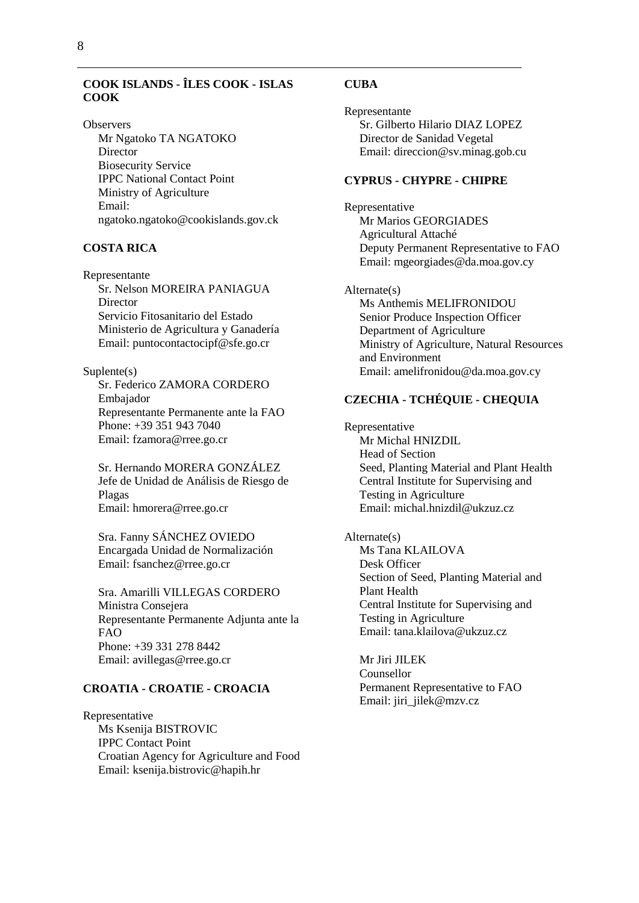**COOK ISLANDS - ÎLES COOK - ISLAS COOK**

Observers
Mr Ngatoko TA NGATOKO
Director
Biosecurity Service
IPPC National Contact Point
Ministry of Agriculture
Email:
ngatoko.ngatoko@cookislands.gov.ck

**COSTA RICA**

Representante
Sr. Nelson MOREIRA PANIAGUA
Director
Servicio Fitosanitario del Estado
Ministerio de Agricultura y Ganadería
Email: puntocontactocipf@sfe.go.cr

Suplente(s)
Sr. Federico ZAMORA CORDERO
Embajador
Representante Permanente ante la FAO
Phone: +39 351 943 7040
Email: fzamora@rree.go.cr

Sr. Hernando MORERA GONZÁLEZ
Jefe de Unidad de Análisis de Riesgo de Plagas
Email: hmorera@rree.go.cr

Sra. Fanny SÁNCHEZ OVIEDO
Encargada Unidad de Normalización
Email: fsanchez@rree.go.cr

Sra. Amarilli VILLEGAS CORDERO
Ministra Consejera
Representante Permanente Adjunta ante la FAO
Phone: +39 331 278 8442
Email: avillegas@rree.go.cr

**CROATIA - CROATIE - CROACIA**

Representative
Ms Ksenija BISTROVIC
IPPC Contact Point
Croatian Agency for Agriculture and Food
Email: ksenija.bistrovic@hapih.hr

**CUBA**

Representante
Sr. Gilberto Hilario DIAZ LOPEZ
Director de Sanidad Vegetal
Email: direccion@sv.minag.gob.cu

**CYPRUS - CHYPRE - CHIPRE**

Representative
Mr Marios GEORGIADES
Agricultural Attaché
Deputy Permanent Representative to FAO
Email: mgeorgiades@da.moa.gov.cy

Alternate(s)
Ms Anthemis MELIFRONIDOU
Senior Produce Inspection Officer
Department of Agriculture
Ministry of Agriculture, Natural Resources and Environment
Email: amelifronidou@da.moa.gov.cy

**CZECHIA - TCHÉQUIE - CHEQUIA**

Representative
Mr Michal HNIZDIL
Head of Section
Seed, Planting Material and Plant Health
Central Institute for Supervising and Testing in Agriculture
Email: michal.hnizdil@ukzuz.cz

Alternate(s)
Ms Tana KLAILOVA
Desk Officer
Section of Seed, Planting Material and Plant Health
Central Institute for Supervising and Testing in Agriculture
Email: tana.klailova@ukzuz.cz

Mr Jiri JILEK
Counsellor
Permanent Representative to FAO
Email: jiri_jilek@mzv.cz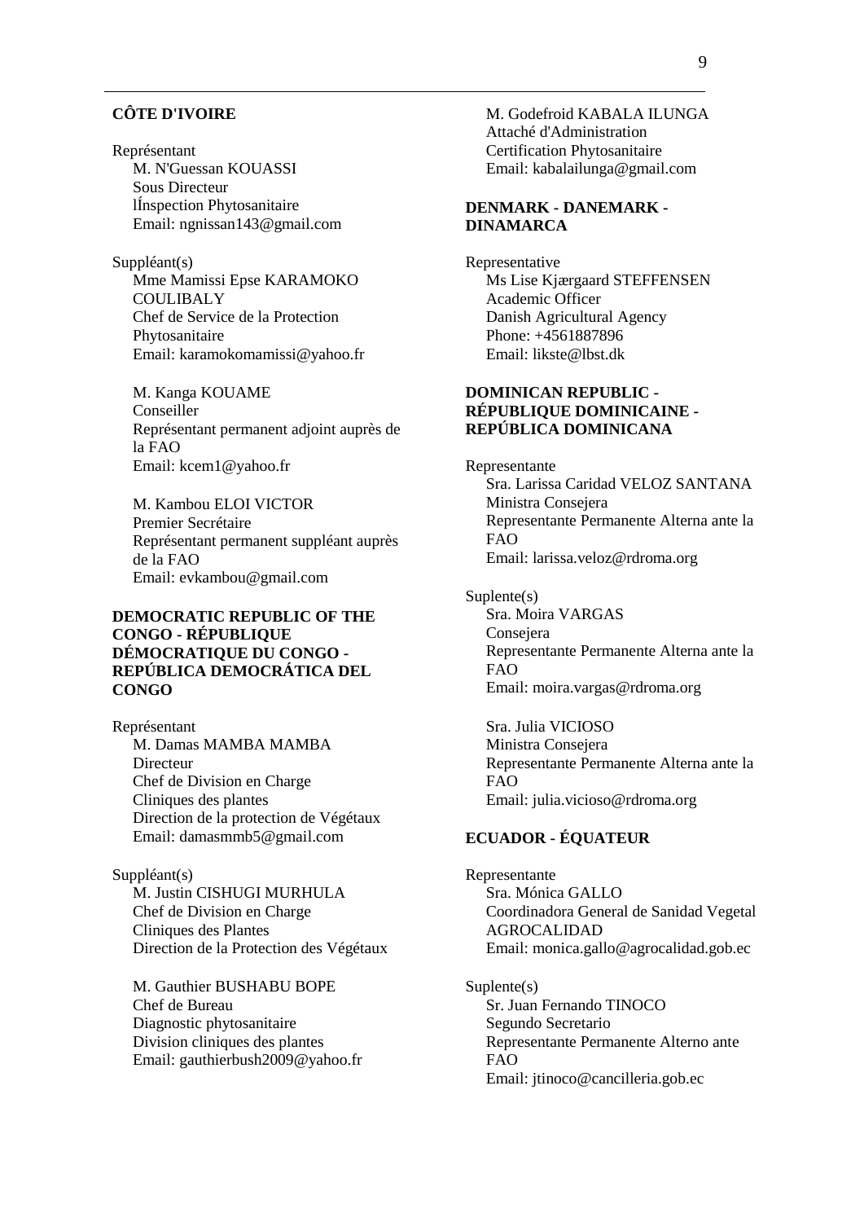**CÔTE D'IVOIRE**

Représentant
M. N'Guessan KOUASSI
Sous Directeur
lÍnspection Phytosanitaire
Email: ngnissan143@gmail.com

Suppléant(s)
Mme Mamissi Epse KARAMOKO COULIBALY
Chef de Service de la Protection Phytosanitaire
Email: karamokomamissi@yahoo.fr

M. Kanga KOUAME
Conseiller
Représentant permanent adjoint auprès de la FAO
Email: kcem1@yahoo.fr

M. Kambou ELOI VICTOR
Premier Secrétaire
Représentant permanent suppléant auprès de la FAO
Email: evkambou@gmail.com

**DEMOCRATIC REPUBLIC OF THE CONGO - RÉPUBLIQUE DÉMOCRATIQUE DU CONGO - REPÚBLICA DEMOCRÁTICA DEL CONGO**

Représentant
M. Damas MAMBA MAMBA
Directeur
Chef de Division en Charge
Cliniques des plantes
Direction de la protection de Végétaux
Email: damasmmb5@gmail.com

Suppléant(s)
M. Justin CISHUGI MURHULA
Chef de Division en Charge
Cliniques des Plantes
Direction de la Protection des Végétaux

M. Gauthier BUSHABU BOPE
Chef de Bureau
Diagnostic phytosanitaire
Division cliniques des plantes
Email: gauthierbush2009@yahoo.fr

M. Godefroid KABALA ILUNGA
Attaché d'Administration
Certification Phytosanitaire
Email: kabalailunga@gmail.com

**DENMARK - DANEMARK - DINAMARCA**

Representative
Ms Lise Kjærgaard STEFFENSEN
Academic Officer
Danish Agricultural Agency
Phone: +4561887896
Email: likste@lbst.dk

**DOMINICAN REPUBLIC - RÉPUBLIQUE DOMINICAINE - REPÚBLICA DOMINICANA**

Representante
Sra. Larissa Caridad VELOZ SANTANA
Ministra Consejera
Representante Permanente Alterna ante la FAO
Email: larissa.veloz@rdroma.org

Suplente(s)
Sra. Moira VARGAS
Consejera
Representante Permanente Alterna ante la FAO
Email: moira.vargas@rdroma.org

Sra. Julia VICIOSO
Ministra Consejera
Representante Permanente Alterna ante la FAO
Email: julia.vicioso@rdroma.org

**ECUADOR - ÉQUATEUR**

Representante
Sra. Mónica GALLO
Coordinadora General de Sanidad Vegetal
AGROCALIDAD
Email: monica.gallo@agrocalidad.gob.ec

Suplente(s)
Sr. Juan Fernando TINOCO
Segundo Secretario
Representante Permanente Alterno ante FAO
Email: jtinoco@cancilleria.gob.ec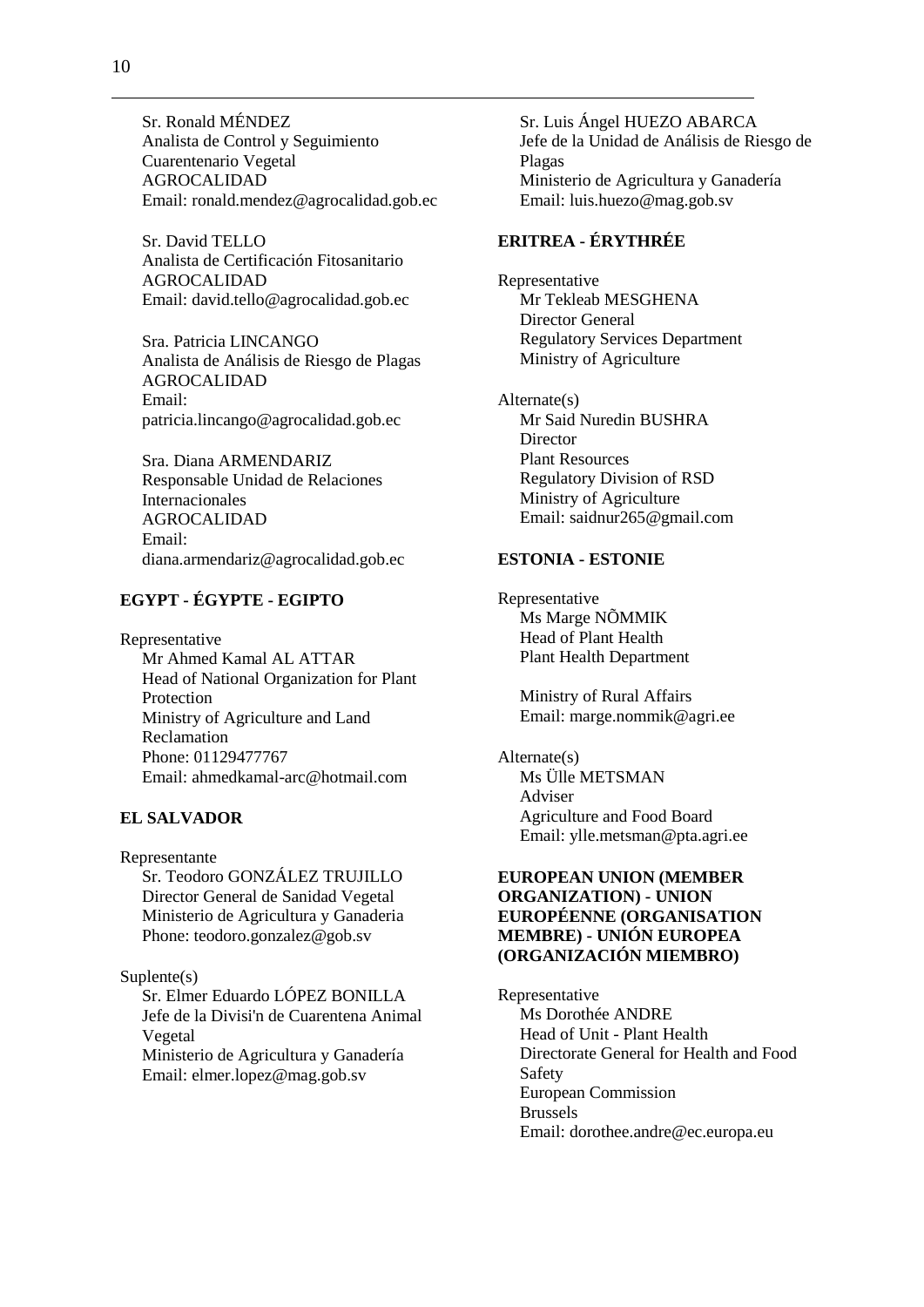Sr. Ronald MÉNDEZ
Analista de Control y Seguimiento Cuarentenario Vegetal
AGROCALIDAD
Email: ronald.mendez@agrocalidad.gob.ec

Sr. David TELLO
Analista de Certificación Fitosanitario
AGROCALIDAD
Email: david.tello@agrocalidad.gob.ec

Sra. Patricia LINCANGO
Analista de Análisis de Riesgo de Plagas
AGROCALIDAD
Email: patricia.lincango@agrocalidad.gob.ec

Sra. Diana ARMENDARIZ
Responsable Unidad de Relaciones Internacionales
AGROCALIDAD
Email: diana.armendariz@agrocalidad.gob.ec

**EGYPT - ÉGYPTE - EGIPTO**

Representative
Mr Ahmed Kamal AL ATTAR
Head of National Organization for Plant Protection
Ministry of Agriculture and Land Reclamation
Phone: 01129477767
Email: ahmedkamal-arc@hotmail.com

**EL SALVADOR**

Representante
Sr. Teodoro GONZÁLEZ TRUJILLO
Director General de Sanidad Vegetal
Ministerio de Agricultura y Ganaderia
Phone: teodoro.gonzalez@gob.sv

Suplente(s)
Sr. Elmer Eduardo LÓPEZ BONILLA
Jefe de la Divisi'n de Cuarentena Animal Vegetal
Ministerio de Agricultura y Ganadería
Email: elmer.lopez@mag.gob.sv

Sr. Luis Ángel HUEZO ABARCA
Jefe de la Unidad de Análisis de Riesgo de Plagas
Ministerio de Agricultura y Ganadería
Email: luis.huezo@mag.gob.sv

**ERITREA - ÉRYTHRÉE**

Representative
Mr Tekleab MESGHENA
Director General
Regulatory Services Department
Ministry of Agriculture

Alternate(s)
Mr Said Nuredin BUSHRA
Director
Plant Resources
Regulatory Division of RSD
Ministry of Agriculture
Email: saidnur265@gmail.com

**ESTONIA - ESTONIE**

Representative
Ms Marge NÕMMIK
Head of Plant Health
Plant Health Department

Ministry of Rural Affairs
Email: marge.nommik@agri.ee

Alternate(s)
Ms Ülle METSMAN
Adviser
Agriculture and Food Board
Email: ylle.metsman@pta.agri.ee

**EUROPEAN UNION (MEMBER ORGANIZATION) - UNION EUROPÉENNE (ORGANISATION MEMBRE) - UNIÓN EUROPEA (ORGANIZACIÓN MIEMBRO)**

Representative
Ms Dorothée ANDRE
Head of Unit - Plant Health
Directorate General for Health and Food Safety
European Commission
Brussels
Email: dorothee.andre@ec.europa.eu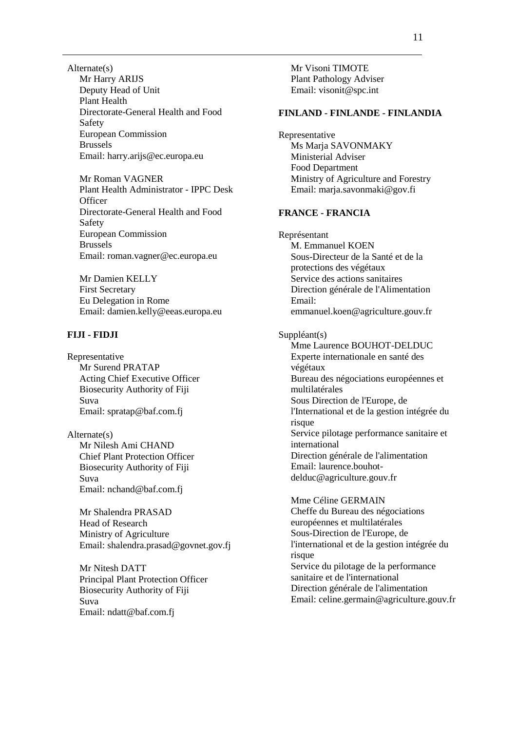Alternate(s)

Mr Harry ARIJS
Deputy Head of Unit
Plant Health
Directorate-General Health and Food Safety
European Commission
Brussels
Email: harry.arijs@ec.europa.eu

Mr Roman VAGNER
Plant Health Administrator - IPPC Desk Officer
Directorate-General Health and Food Safety
European Commission
Brussels
Email: roman.vagner@ec.europa.eu

Mr Damien KELLY
First Secretary
Eu Delegation in Rome
Email: damien.kelly@eeas.europa.eu

**FIJI - FIDJI**

Representative

Mr Surend PRATAP
Acting Chief Executive Officer
Biosecurity Authority of Fiji
Suva
Email: spratap@baf.com.fj

Alternate(s)

Mr Nilesh Ami CHAND
Chief Plant Protection Officer
Biosecurity Authority of Fiji
Suva
Email: nchand@baf.com.fj

Mr Shalendra PRASAD
Head of Research
Ministry of Agriculture
Email: shalendra.prasad@govnet.gov.fj

Mr Nitesh DATT
Principal Plant Protection Officer
Biosecurity Authority of Fiji
Suva
Email: ndatt@baf.com.fj

Mr Visoni TIMOTE
Plant Pathology Adviser
Email: visonit@spc.int

**FINLAND - FINLANDE - FINLANDIA**

Representative

Ms Marja SAVONMAKY
Ministerial Adviser
Food Department
Ministry of Agriculture and Forestry
Email: marja.savonmaki@gov.fi

**FRANCE - FRANCIA**

Représentant

M. Emmanuel KOEN
Sous-Directeur de la Santé et de la protections des végétaux
Service des actions sanitaires
Direction générale de l'Alimentation
Email: emmanuel.koen@agriculture.gouv.fr

Suppléant(s)

Mme Laurence BOUHOT-DELDUC
Experte internationale en santé des végétaux
Bureau des négociations européennes et multilatérales
Sous Direction de l'Europe, de l'International et de la gestion intégrée du risque
Service pilotage performance sanitaire et international
Direction générale de l'alimentation
Email: laurence.bouhot-delduc@agriculture.gouv.fr

Mme Céline GERMAIN
Cheffe du Bureau des négociations européennes et multilatérales
Sous-Direction de l'Europe, de l'international et de la gestion intégrée du risque
Service du pilotage de la performance sanitaire et de l'international
Direction générale de l'alimentation
Email: celine.germain@agriculture.gouv.fr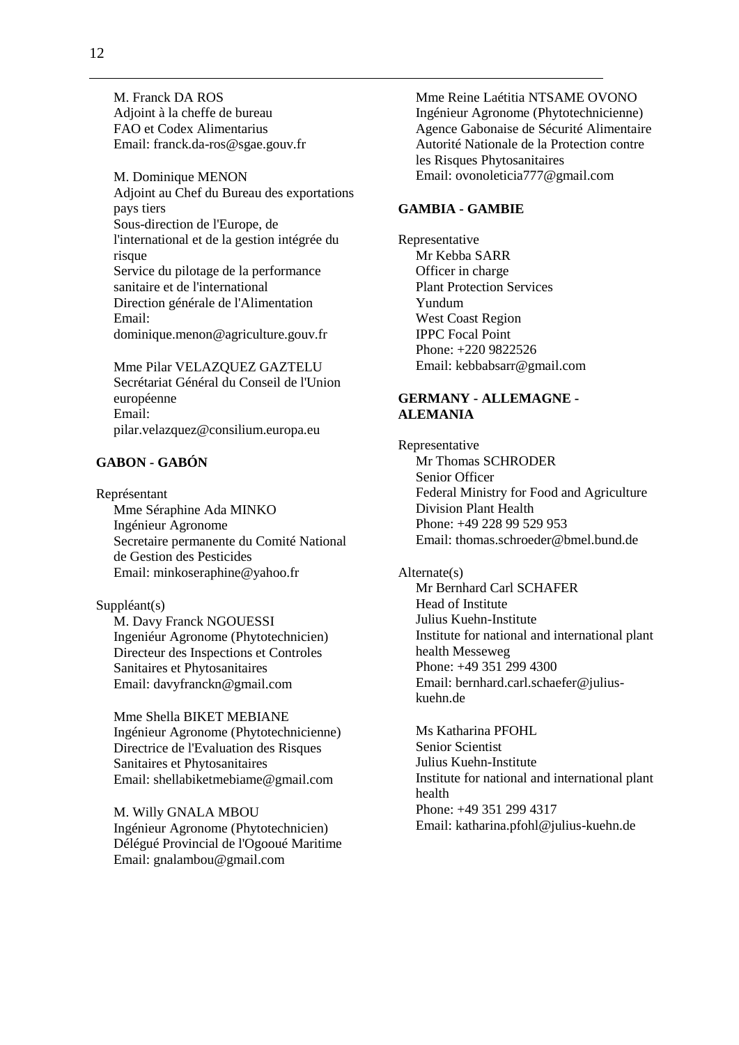M. Franck DA ROS
Adjoint à la cheffe de bureau
FAO et Codex Alimentarius
Email: franck.da-ros@sgae.gouv.fr

M. Dominique MENON
Adjoint au Chef du Bureau des exportations pays tiers
Sous-direction de l'Europe, de l'international et de la gestion intégrée du risque
Service du pilotage de la performance sanitaire et de l'international
Direction générale de l'Alimentation
Email:
dominique.menon@agriculture.gouv.fr

Mme Pilar VELAZQUEZ GAZTELU
Secrétariat Général du Conseil de l'Union européenne
Email:
pilar.velazquez@consilium.europa.eu

**GABON - GABÓN**

Représentant
Mme Séraphine Ada MINKO
Ingénieur Agronome
Secretaire permanente du Comité National de Gestion des Pesticides
Email: minkoseraphine@yahoo.fr

Suppléant(s)
M. Davy Franck NGOUESSI
Ingeniéur Agronome (Phytotechnicien)
Directeur des Inspections et Controles Sanitaires et Phytosanitaires
Email: davyfranckn@gmail.com

Mme Shella BIKET MEBIANE
Ingénieur Agronome (Phytotechnicienne)
Directrice de l'Evaluation des Risques Sanitaires et Phytosanitaires
Email: shellabiketmebiame@gmail.com

M. Willy GNALA MBOU
Ingénieur Agronome (Phytotechnicien)
Délégué Provincial de l'Ogooué Maritime
Email: gnalambou@gmail.com

Mme Reine Laétitia NTSAME OVONO
Ingénieur Agronome (Phytotechnicienne)
Agence Gabonaise de Sécurité Alimentaire
Autorité Nationale de la Protection contre les Risques Phytosanitaires
Email: ovonoleticia777@gmail.com

**GAMBIA - GAMBIE**

Representative
Mr Kebba SARR
Officer in charge
Plant Protection Services
Yundum
West Coast Region
IPPC Focal Point
Phone: +220 9822526
Email: kebbabsarr@gmail.com

**GERMANY - ALLEMAGNE - ALEMANIA**

Representative
Mr Thomas SCHRODER
Senior Officer
Federal Ministry for Food and Agriculture
Division Plant Health
Phone: +49 228 99 529 953
Email: thomas.schroeder@bmel.bund.de

Alternate(s)
Mr Bernhard Carl SCHAFER
Head of Institute
Julius Kuehn-Institute
Institute for national and international plant health Messeweg
Phone: +49 351 299 4300
Email: bernhard.carl.schaefer@julius-kuehn.de

Ms Katharina PFOHL
Senior Scientist
Julius Kuehn-Institute
Institute for national and international plant health
Phone: +49 351 299 4317
Email: katharina.pfohl@julius-kuehn.de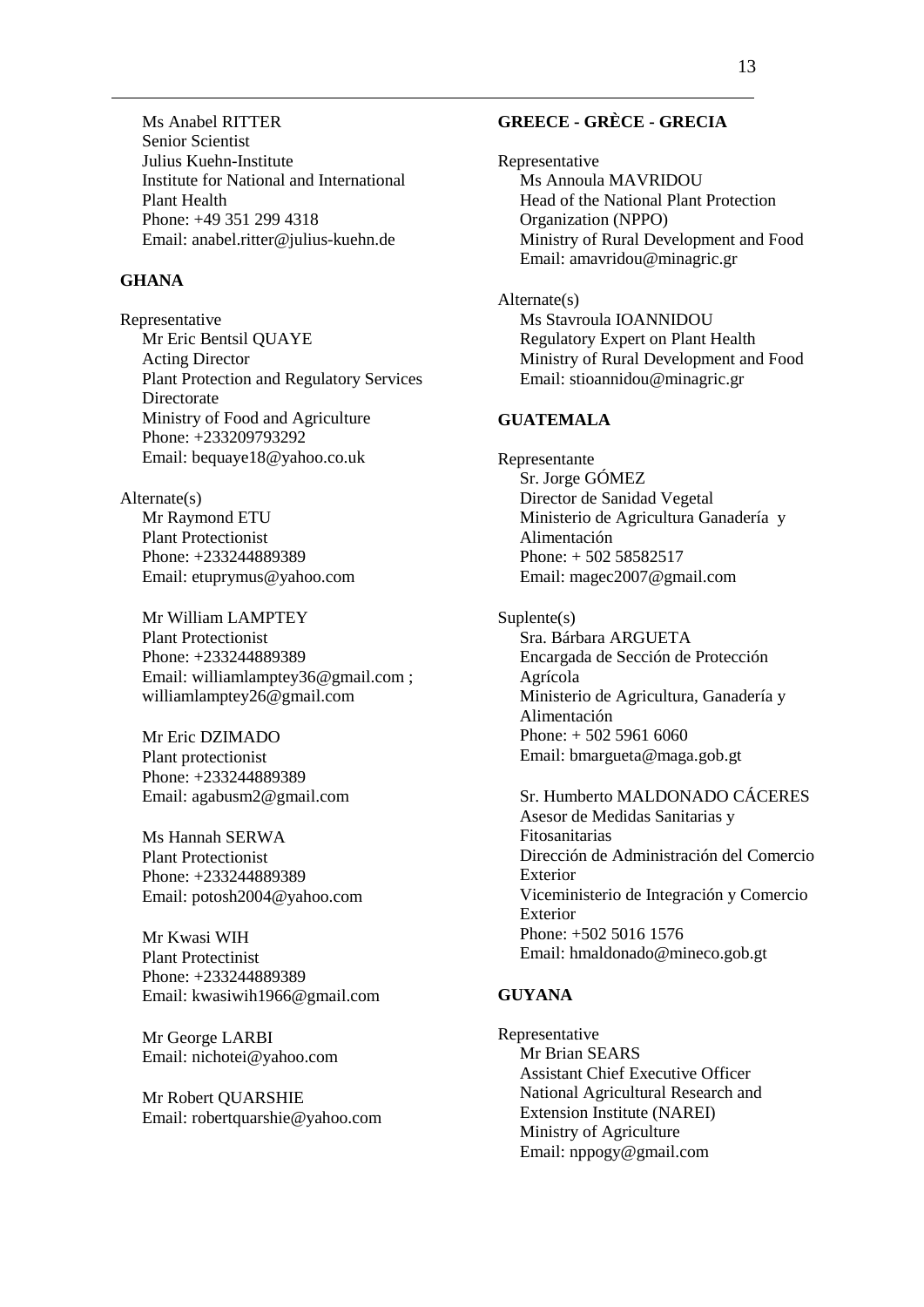Ms Anabel RITTER
Senior Scientist
Julius Kuehn-Institute
Institute for National and International Plant Health
Phone: +49 351 299 4318
Email: anabel.ritter@julius-kuehn.de

### GHANA

Representative
Mr Eric Bentsil QUAYE
Acting Director
Plant Protection and Regulatory Services Directorate
Ministry of Food and Agriculture
Phone: +233209793292
Email: bequaye18@yahoo.co.uk

Alternate(s)
Mr Raymond ETU
Plant Protectionist
Phone: +233244889389
Email: etuprymus@yahoo.com

Mr William LAMPTEY
Plant Protectionist
Phone: +233244889389
Email: williamlamptey36@gmail.com ; williamlamptey26@gmail.com

Mr Eric DZIMADO
Plant protectionist
Phone: +233244889389
Email: agabusm2@gmail.com

Ms Hannah SERWA
Plant Protectionist
Phone: +233244889389
Email: potosh2004@yahoo.com

Mr Kwasi WIH
Plant Protectinist
Phone: +233244889389
Email: kwasiwih1966@gmail.com

Mr George LARBI
Email: nichotei@yahoo.com

Mr Robert QUARSHIE
Email: robertquarshie@yahoo.com

### GREECE - GRÈCE - GRECIA

Representative
Ms Annoula MAVRIDOU
Head of the National Plant Protection Organization (NPPO)
Ministry of Rural Development and Food
Email: amavridou@minagric.gr

Alternate(s)
Ms Stavroula IOANNIDOU
Regulatory Expert on Plant Health
Ministry of Rural Development and Food
Email: stioannidou@minagric.gr

### GUATEMALA

Representante
Sr. Jorge GÓMEZ
Director de Sanidad Vegetal
Ministerio de Agricultura Ganadería y Alimentación
Phone: + 502 58582517
Email: magec2007@gmail.com

Suplente(s)
Sra. Bárbara ARGUETA
Encargada de Sección de Protección Agrícola
Ministerio de Agricultura, Ganadería y Alimentación
Phone: + 502 5961 6060
Email: bmargueta@maga.gob.gt

Sr. Humberto MALDONADO CÁCERES
Asesor de Medidas Sanitarias y Fitosanitarias
Dirección de Administración del Comercio Exterior
Viceministerio de Integración y Comercio Exterior
Phone: +502 5016 1576
Email: hmaldonado@mineco.gob.gt

### GUYANA

Representative
Mr Brian SEARS
Assistant Chief Executive Officer
National Agricultural Research and Extension Institute (NAREI)
Ministry of Agriculture
Email: nppogy@gmail.com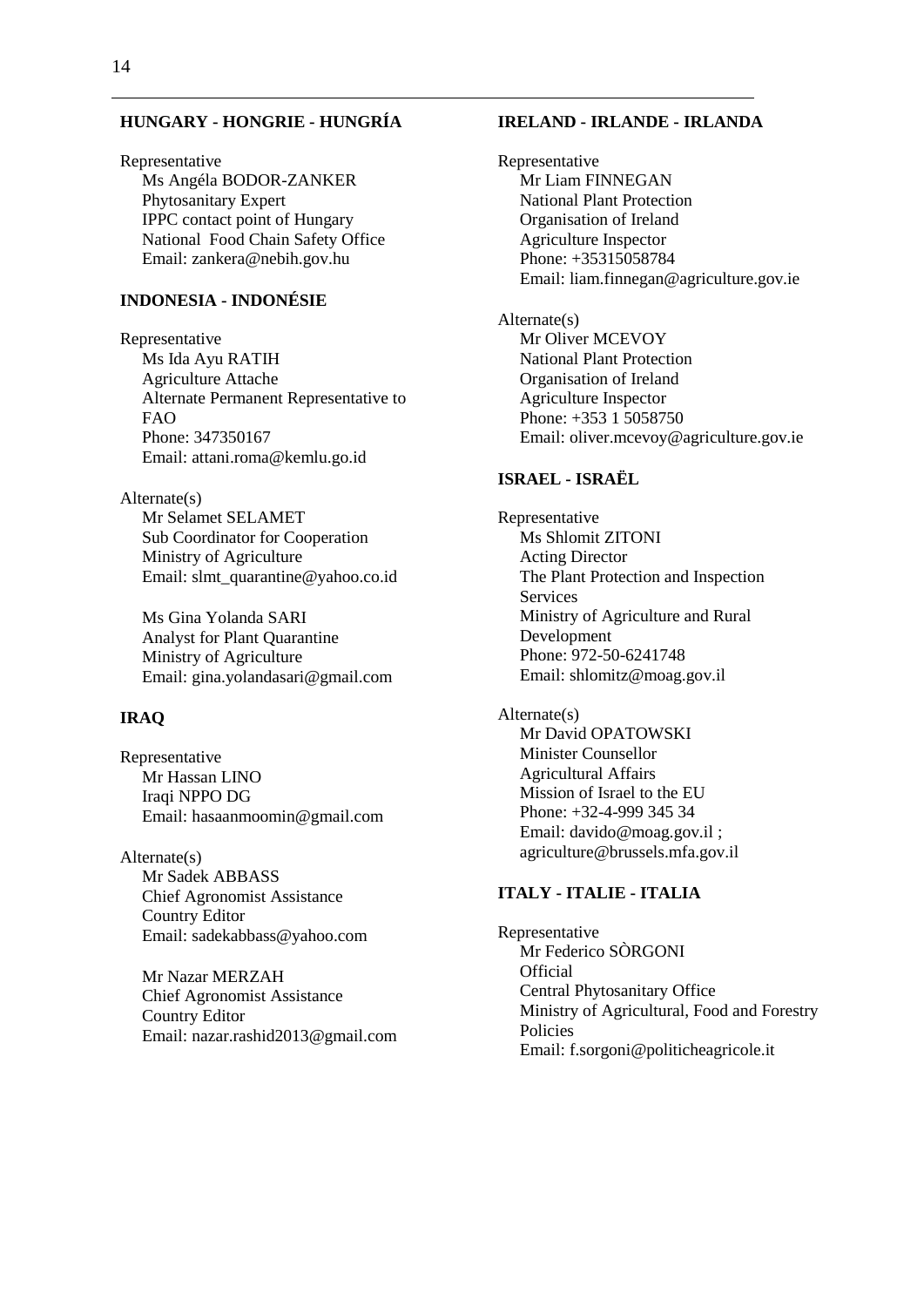**HUNGARY - HONGRIE - HUNGRÍA**

Representative
Ms Angéla BODOR-ZANKER
Phytosanitary Expert
IPPC contact point of Hungary
National Food Chain Safety Office
Email: zankera@nebih.gov.hu

**INDONESIA - INDONÉSIE**

Representative
Ms Ida Ayu RATIH
Agriculture Attache
Alternate Permanent Representative to FAO
Phone: 347350167
Email: attani.roma@kemlu.go.id

Alternate(s)
Mr Selamet SELAMET
Sub Coordinator for Cooperation
Ministry of Agriculture
Email: slmt_quarantine@yahoo.co.id

Ms Gina Yolanda SARI
Analyst for Plant Quarantine
Ministry of Agriculture
Email: gina.yolandasari@gmail.com

**IRAQ**

Representative
Mr Hassan LINO
Iraqi NPPO DG
Email: hasaanmoomin@gmail.com

Alternate(s)
Mr Sadek ABBASS
Chief Agronomist Assistance
Country Editor
Email: sadekabbass@yahoo.com

Mr Nazar MERZAH
Chief Agronomist Assistance
Country Editor
Email: nazar.rashid2013@gmail.com

**IRELAND - IRLANDE - IRLANDA**

Representative
Mr Liam FINNEGAN
National Plant Protection
Organisation of Ireland
Agriculture Inspector
Phone: +35315058784
Email: liam.finnegan@agriculture.gov.ie

Alternate(s)
Mr Oliver MCEVOY
National Plant Protection
Organisation of Ireland
Agriculture Inspector
Phone: +353 1 5058750
Email: oliver.mcevoy@agriculture.gov.ie

**ISRAEL - ISRAËL**

Representative
Ms Shlomit ZITONI
Acting Director
The Plant Protection and Inspection Services
Ministry of Agriculture and Rural Development
Phone: 972-50-6241748
Email: shlomitz@moag.gov.il

Alternate(s)
Mr David OPATOWSKI
Minister Counsellor
Agricultural Affairs
Mission of Israel to the EU
Phone: +32-4-999 345 34
Email: davido@moag.gov.il ;
agriculture@brussels.mfa.gov.il

**ITALY - ITALIE - ITALIA**

Representative
Mr Federico SÒRGONI
Official
Central Phytosanitary Office
Ministry of Agricultural, Food and Forestry Policies
Email: f.sorgoni@politicheagricole.it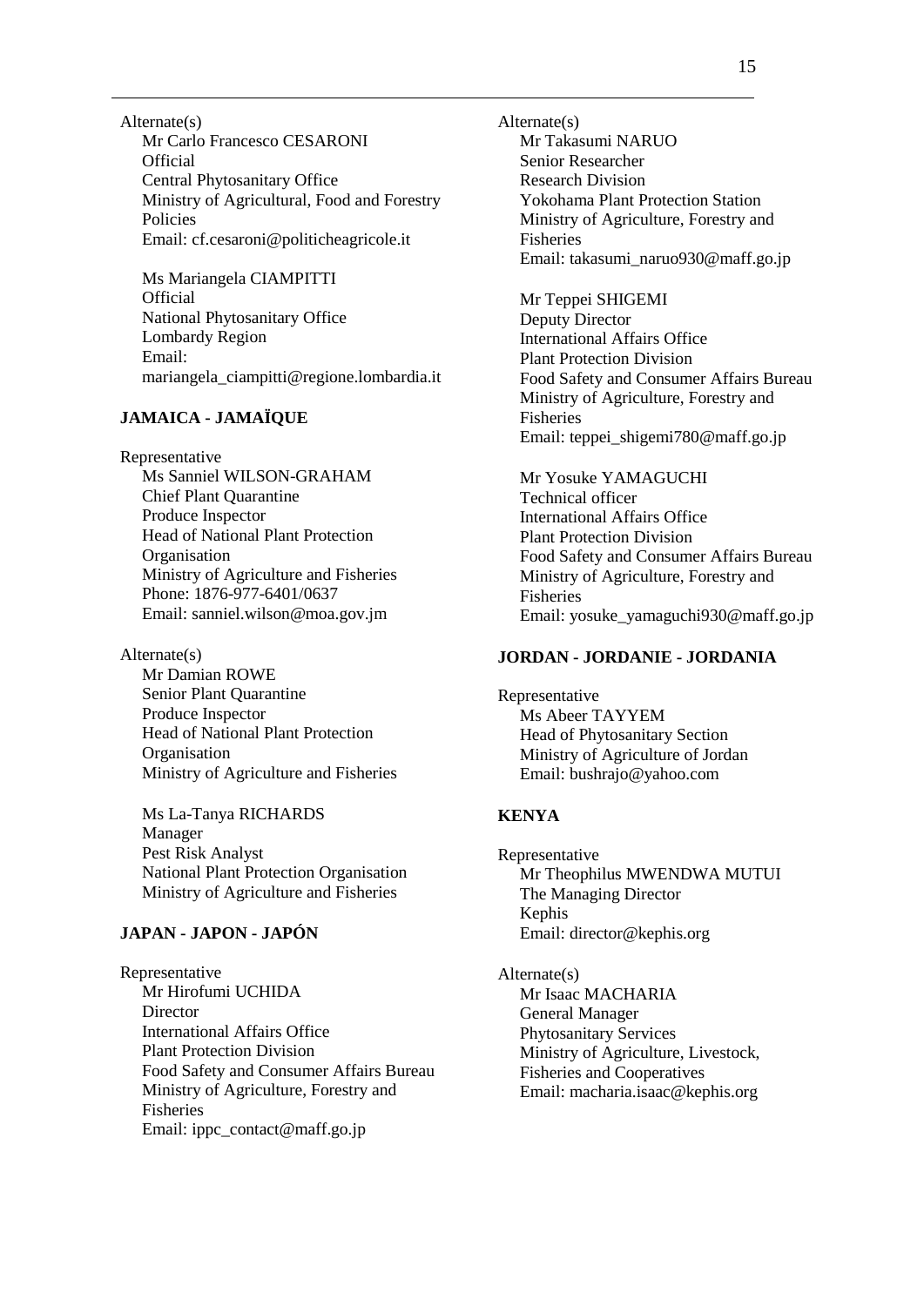Alternate(s)

Mr Carlo Francesco CESARONI
Official
Central Phytosanitary Office
Ministry of Agricultural, Food and Forestry Policies
Email: cf.cesaroni@politicheagricole.it

Ms Mariangela CIAMPITTI
Official
National Phytosanitary Office
Lombardy Region
Email:
mariangela_ciampitti@regione.lombardia.it

**JAMAICA - JAMAÏQUE**

Representative

Ms Sanniel WILSON-GRAHAM
Chief Plant Quarantine
Produce Inspector
Head of National Plant Protection Organisation
Ministry of Agriculture and Fisheries
Phone: 1876-977-6401/0637
Email: sanniel.wilson@moa.gov.jm

Alternate(s)

Mr Damian ROWE
Senior Plant Quarantine
Produce Inspector
Head of National Plant Protection Organisation
Ministry of Agriculture and Fisheries

Ms La-Tanya RICHARDS
Manager
Pest Risk Analyst
National Plant Protection Organisation
Ministry of Agriculture and Fisheries

**JAPAN - JAPON - JAPÓN**

Representative

Mr Hirofumi UCHIDA
Director
International Affairs Office
Plant Protection Division
Food Safety and Consumer Affairs Bureau
Ministry of Agriculture, Forestry and Fisheries
Email: ippc_contact@maff.go.jp

Alternate(s)

Mr Takasumi NARUO
Senior Researcher
Research Division
Yokohama Plant Protection Station
Ministry of Agriculture, Forestry and Fisheries
Email: takasumi_naruo930@maff.go.jp

Mr Teppei SHIGEMI
Deputy Director
International Affairs Office
Plant Protection Division
Food Safety and Consumer Affairs Bureau
Ministry of Agriculture, Forestry and Fisheries
Email: teppei_shigemi780@maff.go.jp

Mr Yosuke YAMAGUCHI
Technical officer
International Affairs Office
Plant Protection Division
Food Safety and Consumer Affairs Bureau
Ministry of Agriculture, Forestry and Fisheries
Email: yosuke_yamaguchi930@maff.go.jp

**JORDAN - JORDANIE - JORDANIA**

Representative

Ms Abeer TAYYEM
Head of Phytosanitary Section
Ministry of Agriculture of Jordan
Email: bushrajo@yahoo.com

**KENYA**

Representative

Mr Theophilus MWENDWA MUTUI
The Managing Director
Kephis
Email: director@kephis.org

Alternate(s)

Mr Isaac MACHARIA
General Manager
Phytosanitary Services
Ministry of Agriculture, Livestock, Fisheries and Cooperatives
Email: macharia.isaac@kephis.org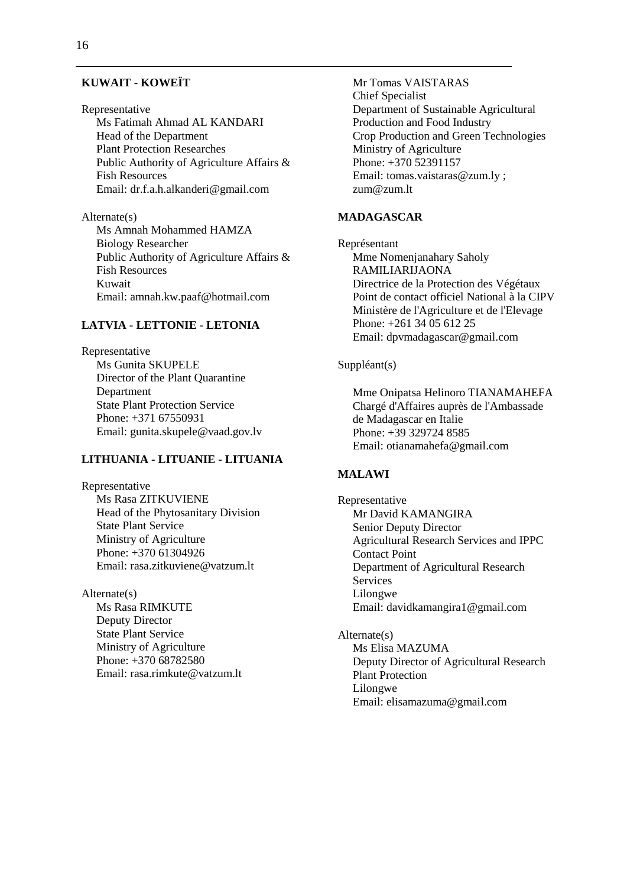**KUWAIT - KOWEÏT**

Representative
Ms Fatimah Ahmad AL KANDARI
Head of the Department
Plant Protection Researches
Public Authority of Agriculture Affairs & Fish Resources
Email: dr.f.a.h.alkanderi@gmail.com

Alternate(s)
Ms Amnah Mohammed HAMZA
Biology Researcher
Public Authority of Agriculture Affairs & Fish Resources
Kuwait
Email: amnah.kw.paaf@hotmail.com

**LATVIA - LETTONIE - LETONIA**

Representative
Ms Gunita SKUPELE
Director of the Plant Quarantine Department
State Plant Protection Service
Phone: +371 67550931
Email: gunita.skupele@vaad.gov.lv

**LITHUANIA - LITUANIE - LITUANIA**

Representative
Ms Rasa ZITKUVIENE
Head of the Phytosanitary Division
State Plant Service
Ministry of Agriculture
Phone: +370 61304926
Email: rasa.zitkuviene@vatzum.lt

Alternate(s)
Ms Rasa RIMKUTE
Deputy Director
State Plant Service
Ministry of Agriculture
Phone: +370 68782580
Email: rasa.rimkute@vatzum.lt

Mr Tomas VAISTARAS
Chief Specialist
Department of Sustainable Agricultural Production and Food Industry
Crop Production and Green Technologies
Ministry of Agriculture
Phone: +370 52391157
Email: tomas.vaistaras@zum.ly ; zum@zum.lt

**MADAGASCAR**

Représentant
Mme Nomenjanahary Saholy RAMILIARIJAONA
Directrice de la Protection des Végétaux
Point de contact officiel National à la CIPV
Ministère de l'Agriculture et de l'Elevage
Phone: +261 34 05 612 25
Email: dpvmadagascar@gmail.com

Suppléant(s)

Mme Onipatsa Helinoro TIANAMAHEFA
Chargé d'Affaires auprès de l'Ambassade de Madagascar en Italie
Phone: +39 329724 8585
Email: otianamahefa@gmail.com

**MALAWI**

Representative
Mr David KAMANGIRA
Senior Deputy Director
Agricultural Research Services and IPPC Contact Point
Department of Agricultural Research Services
Lilongwe
Email: davidkamangira1@gmail.com

Alternate(s)
Ms Elisa MAZUMA
Deputy Director of Agricultural Research
Plant Protection
Lilongwe
Email: elisamazuma@gmail.com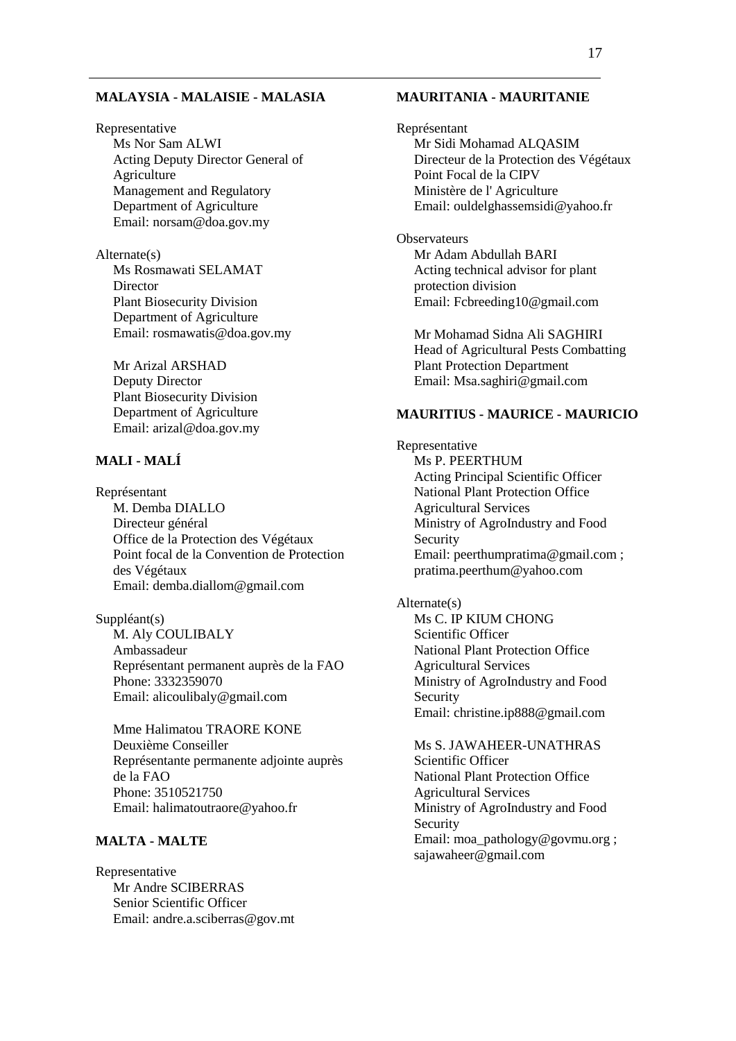## MALAYSIA - MALAISIE - MALASIA

Representative
Ms Nor Sam ALWI
Acting Deputy Director General of Agriculture
Management and Regulatory
Department of Agriculture
Email: norsam@doa.gov.my

Alternate(s)
Ms Rosmawati SELAMAT
Director
Plant Biosecurity Division
Department of Agriculture
Email: rosmawatis@doa.gov.my

Mr Arizal ARSHAD
Deputy Director
Plant Biosecurity Division
Department of Agriculture
Email: arizal@doa.gov.my

## MALI - MALÍ

Représentant
M. Demba DIALLO
Directeur général
Office de la Protection des Végétaux
Point focal de la Convention de Protection des Végétaux
Email: demba.diallom@gmail.com

Suppléant(s)
M. Aly COULIBALY
Ambassadeur
Représentant permanent auprès de la FAO
Phone: 3332359070
Email: alicoulibaly@gmail.com

Mme Halimatou TRAORE KONE
Deuxième Conseiller
Représentante permanente adjointe auprès de la FAO
Phone: 3510521750
Email: halimatoutraore@yahoo.fr

## MALTA - MALTE

Representative
Mr Andre SCIBERRAS
Senior Scientific Officer
Email: andre.a.sciberras@gov.mt

## MAURITANIA - MAURITANIE

Représentant
Mr Sidi Mohamad ALQASIM
Directeur de la Protection des Végétaux
Point Focal de la CIPV
Ministère de l' Agriculture
Email: ouldelghassemsidi@yahoo.fr

Observateurs
Mr Adam Abdullah BARI
Acting technical advisor for plant protection division
Email: Fcbreeding10@gmail.com

Mr Mohamad Sidna Ali SAGHIRI
Head of Agricultural Pests Combatting
Plant Protection Department
Email: Msa.saghiri@gmail.com

## MAURITIUS - MAURICE - MAURICIO

Representative
Ms P. PEERTHUM
Acting Principal Scientific Officer
National Plant Protection Office
Agricultural Services
Ministry of AgroIndustry and Food Security
Email: peerthumpratima@gmail.com ; pratima.peerthum@yahoo.com

Alternate(s)
Ms C. IP KIUM CHONG
Scientific Officer
National Plant Protection Office
Agricultural Services
Ministry of AgroIndustry and Food Security
Email: christine.ip888@gmail.com

Ms S. JAWAHEER-UNATHRAS
Scientific Officer
National Plant Protection Office
Agricultural Services
Ministry of AgroIndustry and Food Security
Email: moa_pathology@govmu.org ; sajawaheer@gmail.com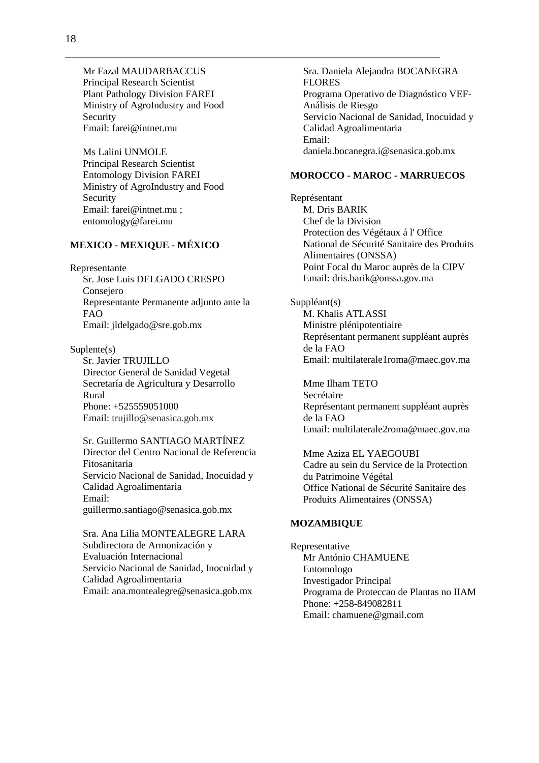Mr Fazal MAUDARBACCUS
Principal Research Scientist
Plant Pathology Division FAREI
Ministry of AgroIndustry and Food Security
Email: farei@intnet.mu

Ms Lalini UNMOLE
Principal Research Scientist
Entomology Division FAREI
Ministry of AgroIndustry and Food Security
Email: farei@intnet.mu ; entomology@farei.mu

**MEXICO - MEXIQUE - MÉXICO**

Representante
Sr. Jose Luis DELGADO CRESPO
Consejero
Representante Permanente adjunto ante la FAO
Email: jldelgado@sre.gob.mx

Suplente(s)
Sr. Javier TRUJILLO
Director General de Sanidad Vegetal
Secretaría de Agricultura y Desarrollo Rural
Phone: +525559051000
Email: trujillo@senasica.gob.mx

Sr. Guillermo SANTIAGO MARTÍNEZ
Director del Centro Nacional de Referencia Fitosanitaria
Servicio Nacional de Sanidad, Inocuidad y Calidad Agroalimentaria
Email: guillermo.santiago@senasica.gob.mx

Sra. Ana Lilia MONTEALEGRE LARA
Subdirectora de Armonización y Evaluación Internacional
Servicio Nacional de Sanidad, Inocuidad y Calidad Agroalimentaria
Email: ana.montealegre@senasica.gob.mx

Sra. Daniela Alejandra BOCANEGRA FLORES
Programa Operativo de Diagnóstico VEF-Análisis de Riesgo
Servicio Nacional de Sanidad, Inocuidad y Calidad Agroalimentaria
Email: daniela.bocanegra.i@senasica.gob.mx

**MOROCCO - MAROC - MARRUECOS**

Représentant
M. Dris BARIK
Chef de la Division
Protection des Végétaux á l' Office National de Sécurité Sanitaire des Produits Alimentaires (ONSSA)
Point Focal du Maroc auprès de la CIPV
Email: dris.barik@onssa.gov.ma

Suppléant(s)
M. Khalis ATLASSI
Ministre plénipotentiaire
Représentant permanent suppléant auprès de la FAO
Email: multilaterale1roma@maec.gov.ma

Mme Ilham TETO
Secrétaire
Représentant permanent suppléant auprès de la FAO
Email: multilaterale2roma@maec.gov.ma

Mme Aziza EL YAEGOUBI
Cadre au sein du Service de la Protection du Patrimoine Végétal
Office National de Sécurité Sanitaire des Produits Alimentaires (ONSSA)

**MOZAMBIQUE**

Representative
Mr António CHAMUENE
Entomologo
Investigador Principal
Programa de Proteccao de Plantas no IIAM
Phone: +258-849082811
Email: chamuene@gmail.com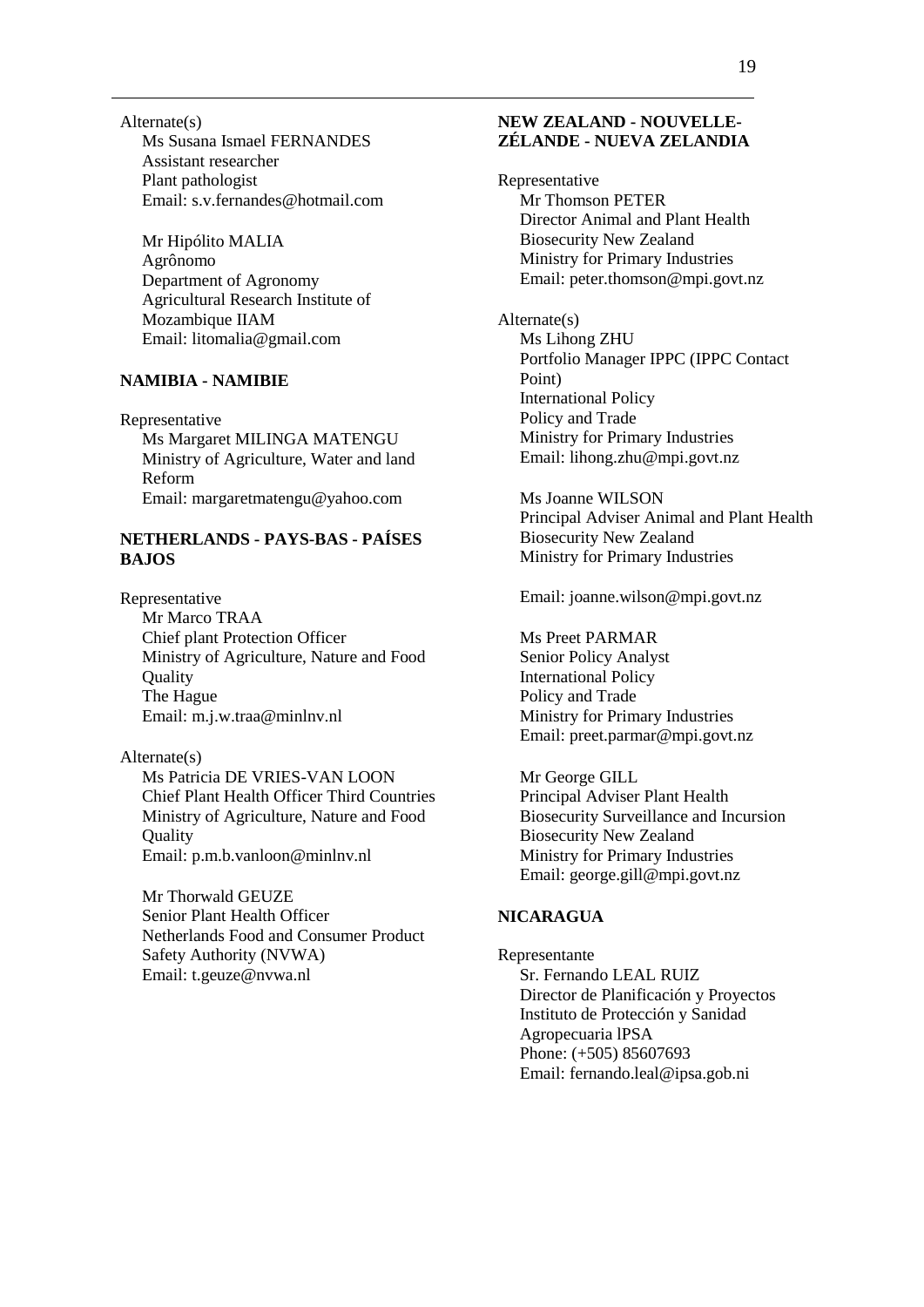Alternate(s)

Ms Susana Ismael FERNANDES
Assistant researcher
Plant pathologist
Email: s.v.fernandes@hotmail.com

Mr Hipólito MALIA
Agrônomo
Department of Agronomy
Agricultural Research Institute of Mozambique IIAM
Email: litomalia@gmail.com

**NAMIBIA - NAMIBIE**

Representative

Ms Margaret MILINGA MATENGU
Ministry of Agriculture, Water and land Reform
Email: margaretmatengu@yahoo.com

**NETHERLANDS - PAYS-BAS - PAÍSES BAJOS**

Representative

Mr Marco TRAA
Chief plant Protection Officer
Ministry of Agriculture, Nature and Food Quality
The Hague
Email: m.j.w.traa@minlnv.nl

Alternate(s)

Ms Patricia DE VRIES-VAN LOON
Chief Plant Health Officer Third Countries
Ministry of Agriculture, Nature and Food Quality
Email: p.m.b.vanloon@minlnv.nl

Mr Thorwald GEUZE
Senior Plant Health Officer
Netherlands Food and Consumer Product Safety Authority (NVWA)
Email: t.geuze@nvwa.nl

**NEW ZEALAND - NOUVELLE-ZÉLANDE - NUEVA ZELANDIA**

Representative

Mr Thomson PETER
Director Animal and Plant Health
Biosecurity New Zealand
Ministry for Primary Industries
Email: peter.thomson@mpi.govt.nz

Alternate(s)

Ms Lihong ZHU
Portfolio Manager IPPC (IPPC Contact Point)
International Policy
Policy and Trade
Ministry for Primary Industries
Email: lihong.zhu@mpi.govt.nz

Ms Joanne WILSON
Principal Adviser Animal and Plant Health
Biosecurity New Zealand
Ministry for Primary Industries

Email: joanne.wilson@mpi.govt.nz

Ms Preet PARMAR
Senior Policy Analyst
International Policy
Policy and Trade
Ministry for Primary Industries
Email: preet.parmar@mpi.govt.nz

Mr George GILL
Principal Adviser Plant Health
Biosecurity Surveillance and Incursion
Biosecurity New Zealand
Ministry for Primary Industries
Email: george.gill@mpi.govt.nz

**NICARAGUA**

Representante

Sr. Fernando LEAL RUIZ
Director de Planificación y Proyectos
Instituto de Protección y Sanidad Agropecuaria lPSA
Phone: (+505) 85607693
Email: fernando.leal@ipsa.gob.ni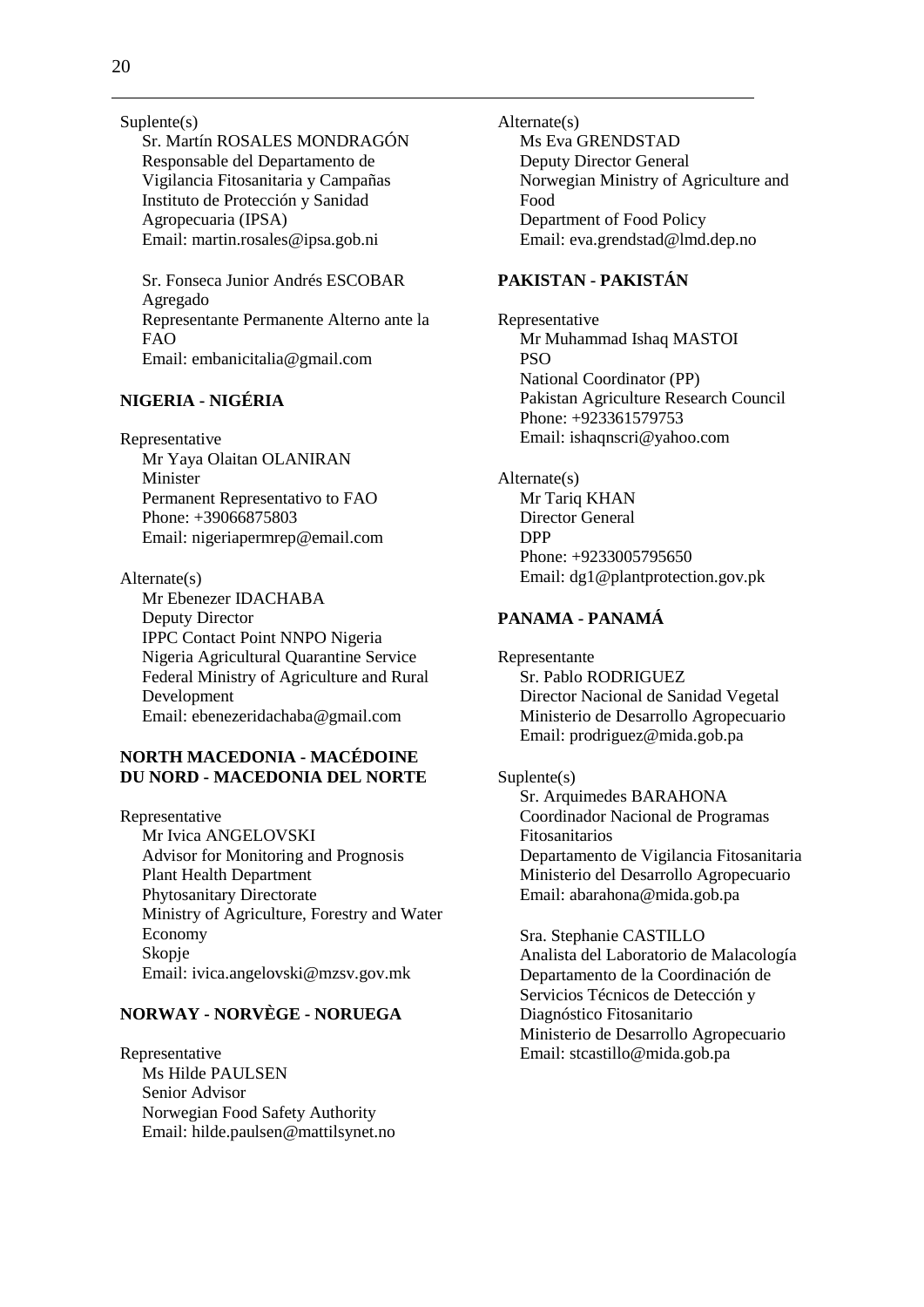Suplente(s)

Sr. Martín ROSALES MONDRAGÓN
Responsable del Departamento de Vigilancia Fitosanitaria y Campañas
Instituto de Protección y Sanidad Agropecuaria (IPSA)
Email: martin.rosales@ipsa.gob.ni

Sr. Fonseca Junior Andrés ESCOBAR
Agregado
Representante Permanente Alterno ante la FAO
Email: embanicitalia@gmail.com

### NIGERIA - NIGÉRIA

Representative

Mr Yaya Olaitan OLANIRAN
Minister
Permanent Representativo to FAO
Phone: +39066875803
Email: nigeriapermrep@email.com

Alternate(s)

Mr Ebenezer IDACHABA
Deputy Director
IPPC Contact Point NNPO Nigeria
Nigeria Agricultural Quarantine Service
Federal Ministry of Agriculture and Rural Development
Email: ebenezeridachaba@gmail.com

### NORTH MACEDONIA - MACÉDOINE DU NORD - MACEDONIA DEL NORTE

Representative

Mr Ivica ANGELOVSKI
Advisor for Monitoring and Prognosis
Plant Health Department
Phytosanitary Directorate
Ministry of Agriculture, Forestry and Water Economy
Skopje
Email: ivica.angelovski@mzsv.gov.mk

### NORWAY - NORVÈGE - NORUEGA

Representative

Ms Hilde PAULSEN
Senior Advisor
Norwegian Food Safety Authority
Email: hilde.paulsen@mattilsynet.no

Alternate(s)

Ms Eva GRENDSTAD
Deputy Director General
Norwegian Ministry of Agriculture and Food
Department of Food Policy
Email: eva.grendstad@lmd.dep.no

### PAKISTAN - PAKISTÁN

Representative

Mr Muhammad Ishaq MASTOI
PSO
National Coordinator (PP)
Pakistan Agriculture Research Council
Phone: +923361579753
Email: ishaqnscri@yahoo.com

Alternate(s)

Mr Tariq KHAN
Director General
DPP
Phone: +9233005795650
Email: dg1@plantprotection.gov.pk

### PANAMA - PANAMÁ

Representante

Sr. Pablo RODRIGUEZ
Director Nacional de Sanidad Vegetal
Ministerio de Desarrollo Agropecuario
Email: prodriguez@mida.gob.pa

Suplente(s)

Sr. Arquimedes BARAHONA
Coordinador Nacional de Programas Fitosanitarios
Departamento de Vigilancia Fitosanitaria
Ministerio del Desarrollo Agropecuario
Email: abarahona@mida.gob.pa

Sra. Stephanie CASTILLO
Analista del Laboratorio de Malacología
Departamento de la Coordinación de Servicios Técnicos de Detección y Diagnóstico Fitosanitario
Ministerio de Desarrollo Agropecuario
Email: stcastillo@mida.gob.pa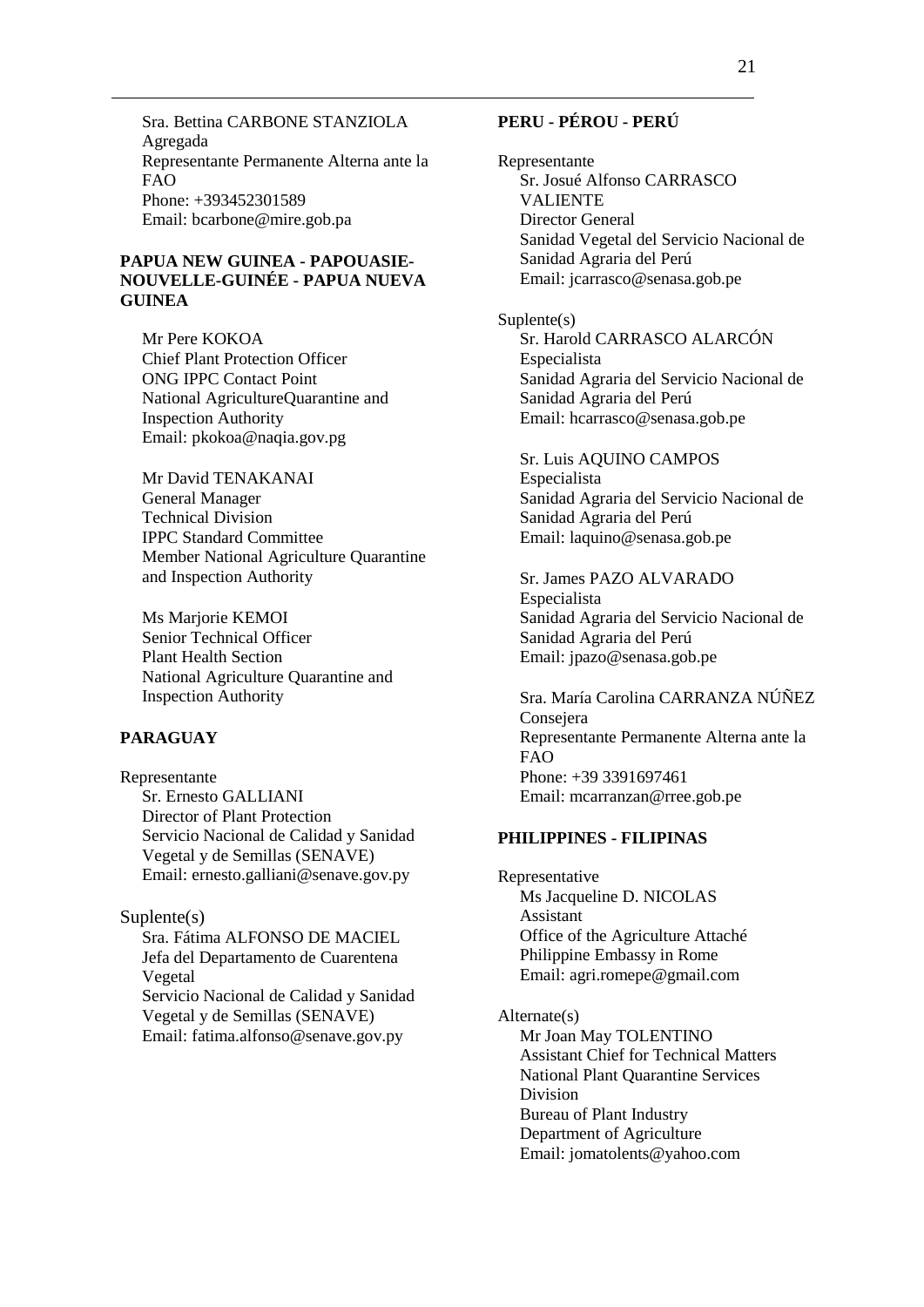Sra. Bettina CARBONE STANZIOLA
Agregada
Representante Permanente Alterna ante la FAO
Phone: +393452301589
Email: bcarbone@mire.gob.pa

**PAPUA NEW GUINEA - PAPOUASIE-NOUVELLE-GUINÉE - PAPUA NUEVA GUINEA**

Mr Pere KOKOA
Chief Plant Protection Officer
ONG IPPC Contact Point
National AgricultureQuarantine and Inspection Authority
Email: pkokoa@naqia.gov.pg

Mr David TENAKANAI
General Manager
Technical Division
IPPC Standard Committee
Member National Agriculture Quarantine and Inspection Authority

Ms Marjorie KEMOI
Senior Technical Officer
Plant Health Section
National Agriculture Quarantine and Inspection Authority

**PARAGUAY**

Representante
Sr. Ernesto GALLIANI
Director of Plant Protection
Servicio Nacional de Calidad y Sanidad Vegetal y de Semillas (SENAVE)
Email: ernesto.galliani@senave.gov.py

Suplente(s)
Sra. Fátima ALFONSO DE MACIEL
Jefa del Departamento de Cuarentena Vegetal
Servicio Nacional de Calidad y Sanidad Vegetal y de Semillas (SENAVE)
Email: fatima.alfonso@senave.gov.py

**PERU - PÉROU - PERÚ**

Representante
Sr. Josué Alfonso CARRASCO VALIENTE
Director General
Sanidad Vegetal del Servicio Nacional de Sanidad Agraria del Perú
Email: jcarrasco@senasa.gob.pe

Suplente(s)
Sr. Harold CARRASCO ALARCÓN
Especialista
Sanidad Agraria del Servicio Nacional de Sanidad Agraria del Perú
Email: hcarrasco@senasa.gob.pe

Sr. Luis AQUINO CAMPOS
Especialista
Sanidad Agraria del Servicio Nacional de Sanidad Agraria del Perú
Email: laquino@senasa.gob.pe

Sr. James PAZO ALVARADO
Especialista
Sanidad Agraria del Servicio Nacional de Sanidad Agraria del Perú
Email: jpazo@senasa.gob.pe

Sra. María Carolina CARRANZA NÚÑEZ
Consejera
Representante Permanente Alterna ante la FAO
Phone: +39 3391697461
Email: mcarranzan@rree.gob.pe

**PHILIPPINES - FILIPINAS**

Representative
Ms Jacqueline D. NICOLAS
Assistant
Office of the Agriculture Attaché
Philippine Embassy in Rome
Email: agri.romepe@gmail.com

Alternate(s)
Mr Joan May TOLENTINO
Assistant Chief for Technical Matters
National Plant Quarantine Services Division
Bureau of Plant Industry
Department of Agriculture
Email: jomatolents@yahoo.com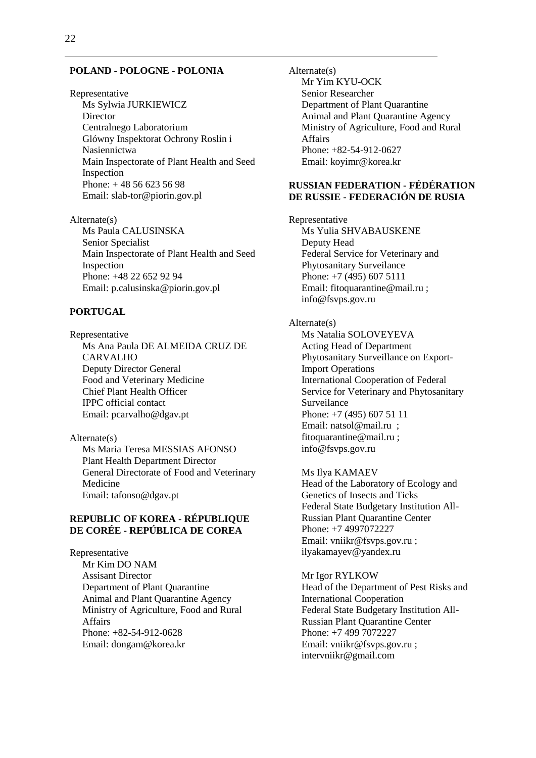**POLAND - POLOGNE - POLONIA**

Representative
Ms Sylwia JURKIEWICZ
Director
Centralnego Laboratorium
Glówny Inspektorat Ochrony Roslin i Nasiennictwa
Main Inspectorate of Plant Health and Seed Inspection
Phone: + 48 56 623 56 98
Email: slab-tor@piorin.gov.pl

Alternate(s)
Ms Paula CALUSINSKA
Senior Specialist
Main Inspectorate of Plant Health and Seed Inspection
Phone: +48 22 652 92 94
Email: p.calusinska@piorin.gov.pl

**PORTUGAL**

Representative
Ms Ana Paula DE ALMEIDA CRUZ DE CARVALHO
Deputy Director General
Food and Veterinary Medicine
Chief Plant Health Officer
IPPC official contact
Email: pcarvalho@dgav.pt

Alternate(s)
Ms Maria Teresa MESSIAS AFONSO
Plant Health Department Director
General Directorate of Food and Veterinary Medicine
Email: tafonso@dgav.pt

**REPUBLIC OF KOREA - RÉPUBLIQUE DE CORÉE - REPÚBLICA DE COREA**

Representative
Mr Kim DO NAM
Assisant Director
Department of Plant Quarantine
Animal and Plant Quarantine Agency
Ministry of Agriculture, Food and Rural Affairs
Phone: +82-54-912-0628
Email: dongam@korea.kr

Alternate(s)
Mr Yim KYU-OCK
Senior Researcher
Department of Plant Quarantine
Animal and Plant Quarantine Agency
Ministry of Agriculture, Food and Rural Affairs
Phone: +82-54-912-0627
Email: koyimr@korea.kr

**RUSSIAN FEDERATION - FÉDÉRATION DE RUSSIE - FEDERACIÓN DE RUSIA**

Representative
Ms Yulia SHVABAUSKENE
Deputy Head
Federal Service for Veterinary and Phytosanitary Surveilance
Phone: +7 (495) 607 5111
Email: fitoquarantine@mail.ru ; info@fsvps.gov.ru

Alternate(s)
Ms Natalia SOLOVEYEVA
Acting Head of Department
Phytosanitary Surveillance on Export-Import Operations
International Cooperation of Federal Service for Veterinary and Phytosanitary Surveilance
Phone: +7 (495) 607 51 11
Email: natsol@mail.ru ; fitoquarantine@mail.ru ; info@fsvps.gov.ru

Ms Ilya KAMAEV
Head of the Laboratory of Ecology and Genetics of Insects and Ticks
Federal State Budgetary Institution All-Russian Plant Quarantine Center
Phone: +7 4997072227
Email: vniikr@fsvps.gov.ru ; ilyakamayev@yandex.ru

Mr Igor RYLKOW
Head of the Department of Pest Risks and International Cooperation
Federal State Budgetary Institution All-Russian Plant Quarantine Center
Phone: +7 499 7072227
Email: vniikr@fsvps.gov.ru ; intervniikr@gmail.com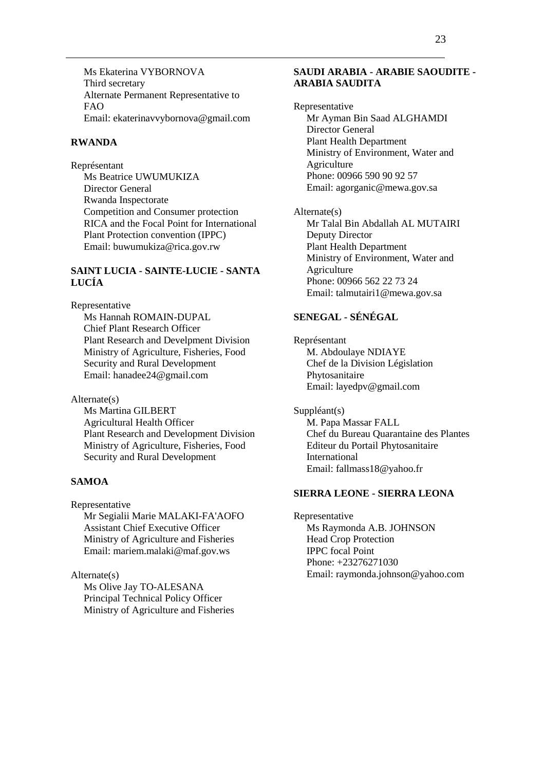Ms Ekaterina VYBORNOVA
Third secretary
Alternate Permanent Representative to FAO
Email: ekaterinavvybornova@gmail.com

**RWANDA**

Représentant
Ms Beatrice UWUMUKIZA
Director General
Rwanda Inspectorate
Competition and Consumer protection
RICA and the Focal Point for International Plant Protection convention (IPPC)
Email: buwumukiza@rica.gov.rw

**SAINT LUCIA - SAINTE-LUCIE - SANTA LUCÍA**

Representative
Ms Hannah ROMAIN-DUPAL
Chief Plant Research Officer
Plant Research and Develpment Division
Ministry of Agriculture, Fisheries, Food Security and Rural Development
Email: hanadee24@gmail.com

Alternate(s)
Ms Martina GILBERT
Agricultural Health Officer
Plant Research and Development Division
Ministry of Agriculture, Fisheries, Food Security and Rural Development

**SAMOA**

Representative
Mr Segialii Marie MALAKI-FA'AOFO
Assistant Chief Executive Officer
Ministry of Agriculture and Fisheries
Email: mariem.malaki@maf.gov.ws

Alternate(s)
Ms Olive Jay TO-ALESANA
Principal Technical Policy Officer
Ministry of Agriculture and Fisheries

**SAUDI ARABIA - ARABIE SAOUDITE - ARABIA SAUDITA**

Representative
Mr Ayman Bin Saad ALGHAMDI
Director General
Plant Health Department
Ministry of Environment, Water and Agriculture
Phone: 00966 590 90 92 57
Email: agorganic@mewa.gov.sa

Alternate(s)
Mr Talal Bin Abdallah AL MUTAIRI
Deputy Director
Plant Health Department
Ministry of Environment, Water and Agriculture
Phone: 00966 562 22 73 24
Email: talmutairi1@mewa.gov.sa

**SENEGAL - SÉNÉGAL**

Représentant
M. Abdoulaye NDIAYE
Chef de la Division Législation Phytosanitaire
Email: layedpv@gmail.com

Suppléant(s)
M. Papa Massar FALL
Chef du Bureau Quarantaine des Plantes
Editeur du Portail Phytosanitaire International
Email: fallmass18@yahoo.fr

**SIERRA LEONE - SIERRA LEONA**

Representative
Ms Raymonda A.B. JOHNSON
Head Crop Protection
IPPC focal Point
Phone: +23276271030
Email: raymonda.johnson@yahoo.com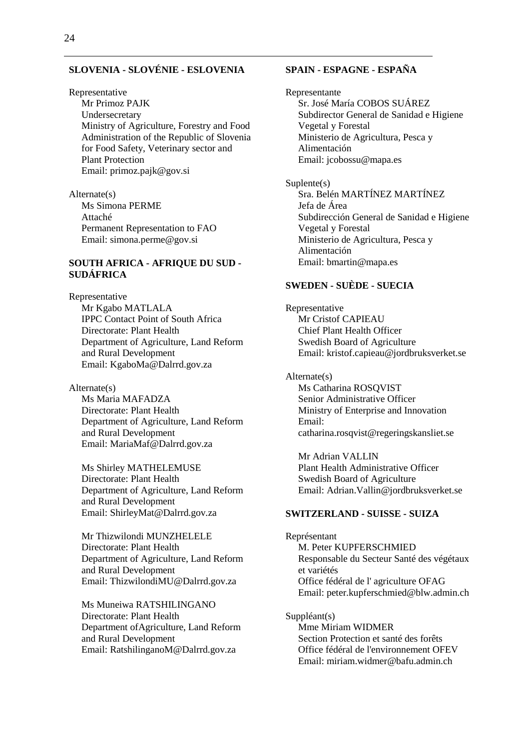**SLOVENIA - SLOVÉNIE - ESLOVENIA**

Representative
Mr Primoz PAJK
Undersecretary
Ministry of Agriculture, Forestry and Food
Administration of the Republic of Slovenia for Food Safety, Veterinary sector and Plant Protection
Email: primoz.pajk@gov.si

Alternate(s)
Ms Simona PERME
Attaché
Permanent Representation to FAO
Email: simona.perme@gov.si

**SOUTH AFRICA - AFRIQUE DU SUD - SUDÁFRICA**

Representative
Mr Kgabo MATLALA
IPPC Contact Point of South Africa
Directorate: Plant Health
Department of Agriculture, Land Reform and Rural Development
Email: KgaboMa@Dalrrd.gov.za

Alternate(s)
Ms Maria MAFADZA
Directorate: Plant Health
Department of Agriculture, Land Reform and Rural Development
Email: MariaMaf@Dalrrd.gov.za

Ms Shirley MATHELEMUSE
Directorate: Plant Health
Department of Agriculture, Land Reform and Rural Development
Email: ShirleyMat@Dalrrd.gov.za

Mr Thizwilondi MUNZHELELE
Directorate: Plant Health
Department of Agriculture, Land Reform and Rural Development
Email: ThizwilondiMU@Dalrrd.gov.za

Ms Muneiwa RATSHILINGANO
Directorate: Plant Health
Department ofAgriculture, Land Reform and Rural Development
Email: RatshilinganoM@Dalrrd.gov.za

**SPAIN - ESPAGNE - ESPAÑA**

Representante
Sr. José María COBOS SUÁREZ
Subdirector General de Sanidad e Higiene Vegetal y Forestal
Ministerio de Agricultura, Pesca y Alimentación
Email: jcobossu@mapa.es

Suplente(s)
Sra. Belén MARTÍNEZ MARTÍNEZ
Jefa de Área
Subdirección General de Sanidad e Higiene Vegetal y Forestal
Ministerio de Agricultura, Pesca y Alimentación
Email: bmartin@mapa.es

**SWEDEN - SUÈDE - SUECIA**

Representative
Mr Cristof CAPIEAU
Chief Plant Health Officer
Swedish Board of Agriculture
Email: kristof.capieau@jordbruksverket.se

Alternate(s)
Ms Catharina ROSQVIST
Senior Administrative Officer
Ministry of Enterprise and Innovation
Email:
catharina.rosqvist@regeringskansliet.se

Mr Adrian VALLIN
Plant Health Administrative Officer
Swedish Board of Agriculture
Email: Adrian.Vallin@jordbruksverket.se

**SWITZERLAND - SUISSE - SUIZA**

Représentant
M. Peter KUPFERSCHMIED
Responsable du Secteur Santé des végétaux et variétés
Office fédéral de l' agriculture OFAG
Email: peter.kupferschmied@blw.admin.ch

Suppléant(s)
Mme Miriam WIDMER
Section Protection et santé des forêts
Office fédéral de l'environnement OFEV
Email: miriam.widmer@bafu.admin.ch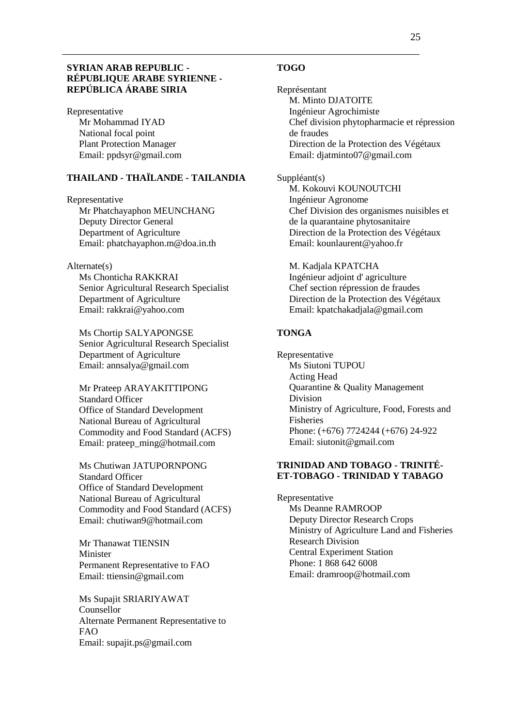**SYRIAN ARAB REPUBLIC - RÉPUBLIQUE ARABE SYRIENNE - REPÚBLICA ÁRABE SIRIA**

Representative
Mr Mohammad IYAD
National focal point
Plant Protection Manager
Email: ppdsyr@gmail.com

**THAILAND - THAÏLANDE - TAILANDIA**

Representative
Mr Phatchayaphon MEUNCHANG
Deputy Director General
Department of Agriculture
Email: phatchayaphon.m@doa.in.th

Alternate(s)
Ms Chonticha RAKKRAI
Senior Agricultural Research Specialist
Department of Agriculture
Email: rakkrai@yahoo.com

Ms Chortip SALYAPONGSE
Senior Agricultural Research Specialist
Department of Agriculture
Email: annsalya@gmail.com

Mr Prateep ARAYAKITTIPONG
Standard Officer
Office of Standard Development
National Bureau of Agricultural Commodity and Food Standard (ACFS)
Email: prateep_ming@hotmail.com

Ms Chutiwan JATUPORNPONG
Standard Officer
Office of Standard Development
National Bureau of Agricultural Commodity and Food Standard (ACFS)
Email: chutiwan9@hotmail.com

Mr Thanawat TIENSIN
Minister
Permanent Representative to FAO
Email: ttiensin@gmail.com

Ms Supajit SRIARIYAWAT
Counsellor
Alternate Permanent Representative to FAO
Email: supajit.ps@gmail.com

**TOGO**

Représentant
M. Minto DJATOITE
Ingénieur Agrochimiste
Chef division phytopharmacie et répression de fraudes
Direction de la Protection des Végétaux
Email: djatminto07@gmail.com

Suppléant(s)
M. Kokouvi KOUNOUTCHI
Ingénieur Agronome
Chef Division des organismes nuisibles et de la quarantaine phytosanitaire
Direction de la Protection des Végétaux
Email: kounlaurent@yahoo.fr

M. Kadjala KPATCHA
Ingénieur adjoint d' agriculture
Chef section répression de fraudes
Direction de la Protection des Végétaux
Email: kpatchakadjala@gmail.com

**TONGA**

Representative
Ms Siutoni TUPOU
Acting Head
Quarantine & Quality Management Division
Ministry of Agriculture, Food, Forests and Fisheries
Phone: (+676) 7724244 (+676) 24-922
Email: siutonit@gmail.com

**TRINIDAD AND TOBAGO - TRINITÉ-ET-TOBAGO - TRINIDAD Y TABAGO**

Representative
Ms Deanne RAMROOP
Deputy Director Research Crops
Ministry of Agriculture Land and Fisheries
Research Division
Central Experiment Station
Phone: 1 868 642 6008
Email: dramroop@hotmail.com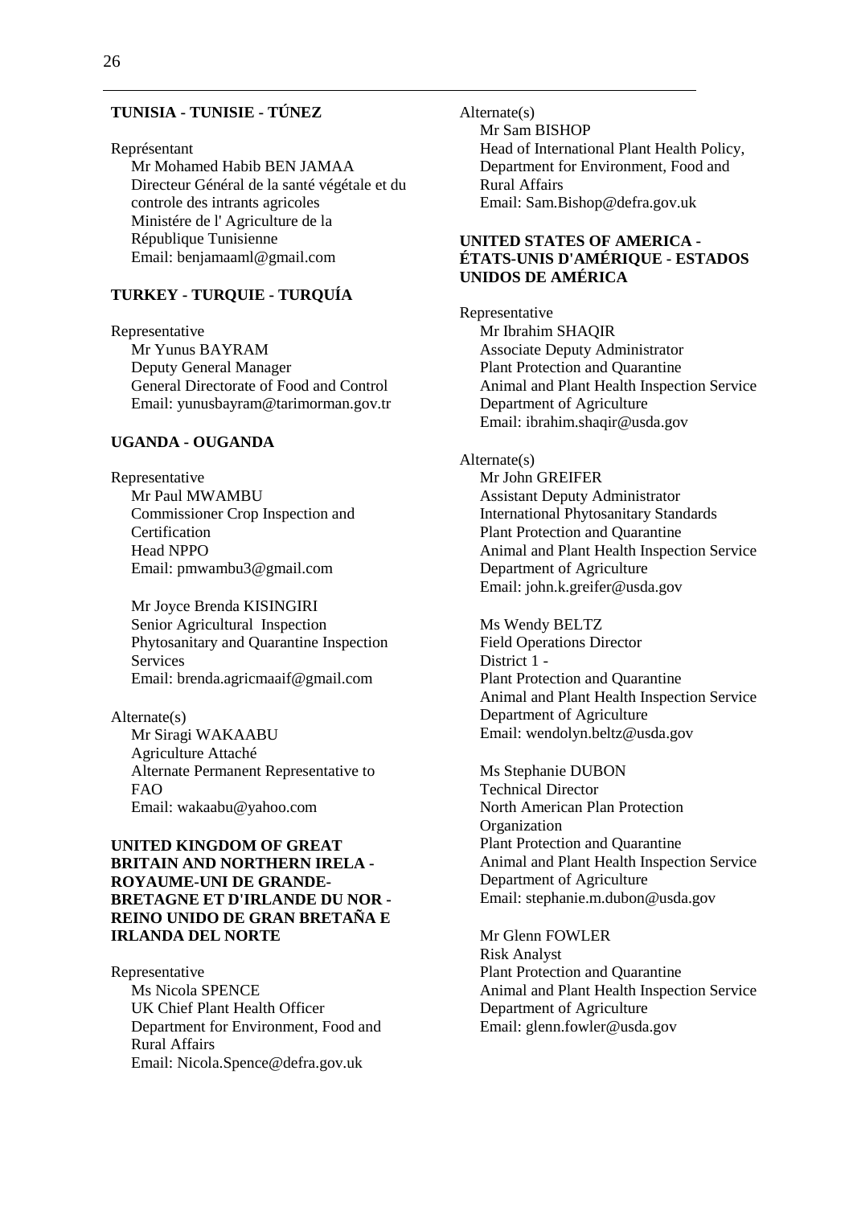**TUNISIA - TUNISIE - TÚNEZ**

Représentant
Mr Mohamed Habib BEN JAMAA
Directeur Général de la santé végétale et du controle des intrants agricoles
Ministére de l' Agriculture de la République Tunisienne
Email: benjamaaml@gmail.com

**TURKEY - TURQUIE - TURQUÍA**

Representative
Mr Yunus BAYRAM
Deputy General Manager
General Directorate of Food and Control
Email: yunusbayram@tarimorman.gov.tr

**UGANDA - OUGANDA**

Representative
Mr Paul MWAMBU
Commissioner Crop Inspection and Certification
Head NPPO
Email: pmwambu3@gmail.com

Mr Joyce Brenda KISINGIRI
Senior Agricultural Inspection
Phytosanitary and Quarantine Inspection Services
Email: brenda.agricmaaif@gmail.com

Alternate(s)
Mr Siragi WAKAABU
Agriculture Attaché
Alternate Permanent Representative to FAO
Email: wakaabu@yahoo.com

**UNITED KINGDOM OF GREAT BRITAIN AND NORTHERN IRELA - ROYAUME-UNI DE GRANDE-BRETAGNE ET D'IRLANDE DU NOR - REINO UNIDO DE GRAN BRETAÑA E IRLANDA DEL NORTE**

Representative
Ms Nicola SPENCE
UK Chief Plant Health Officer
Department for Environment, Food and Rural Affairs
Email: Nicola.Spence@defra.gov.uk

Alternate(s)
Mr Sam BISHOP
Head of International Plant Health Policy,
Department for Environment, Food and Rural Affairs
Email: Sam.Bishop@defra.gov.uk

**UNITED STATES OF AMERICA - ÉTATS-UNIS D'AMÉRIQUE - ESTADOS UNIDOS DE AMÉRICA**

Representative
Mr Ibrahim SHAQIR
Associate Deputy Administrator
Plant Protection and Quarantine
Animal and Plant Health Inspection Service
Department of Agriculture
Email: ibrahim.shaqir@usda.gov

Alternate(s)
Mr John GREIFER
Assistant Deputy Administrator
International Phytosanitary Standards
Plant Protection and Quarantine
Animal and Plant Health Inspection Service
Department of Agriculture
Email: john.k.greifer@usda.gov

Ms Wendy BELTZ
Field Operations Director
District 1 -
Plant Protection and Quarantine
Animal and Plant Health Inspection Service
Department of Agriculture
Email: wendolyn.beltz@usda.gov

Ms Stephanie DUBON
Technical Director
North American Plan Protection Organization
Plant Protection and Quarantine
Animal and Plant Health Inspection Service
Department of Agriculture
Email: stephanie.m.dubon@usda.gov

Mr Glenn FOWLER
Risk Analyst
Plant Protection and Quarantine
Animal and Plant Health Inspection Service
Department of Agriculture
Email: glenn.fowler@usda.gov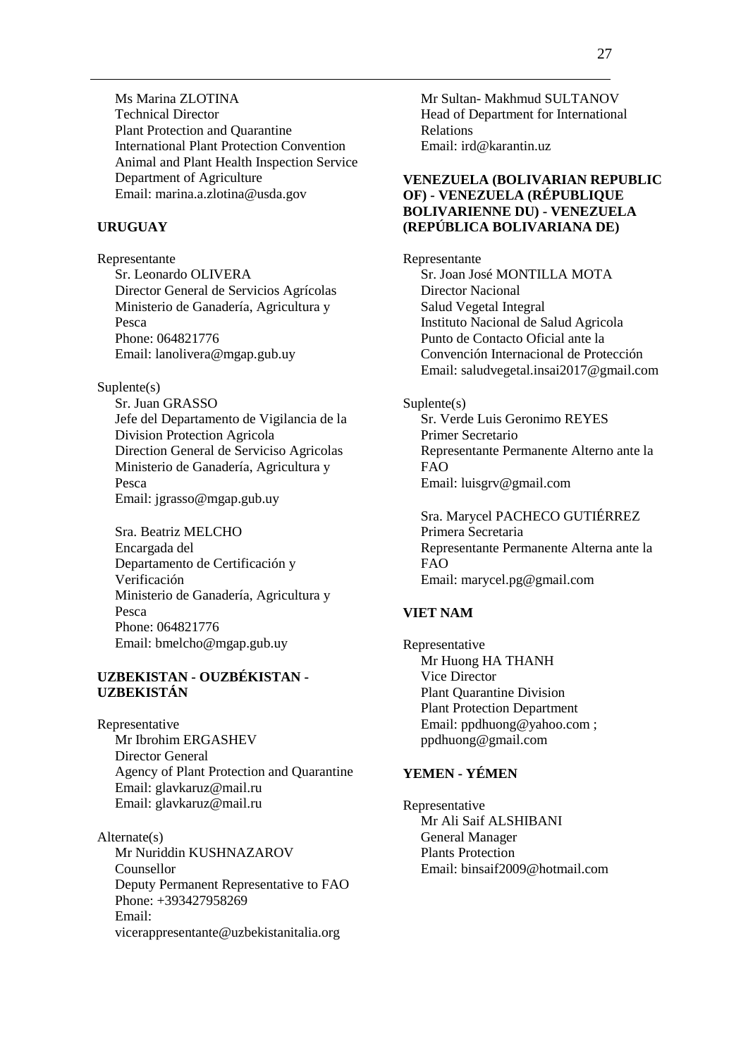Ms Marina ZLOTINA
Technical Director
Plant Protection and Quarantine
International Plant Protection Convention
Animal and Plant Health Inspection Service
Department of Agriculture
Email: marina.a.zlotina@usda.gov

**URUGUAY**

Representante
Sr. Leonardo OLIVERA
Director General de Servicios Agrícolas
Ministerio de Ganadería, Agricultura y Pesca
Phone: 064821776
Email: lanolivera@mgap.gub.uy

Suplente(s)
Sr. Juan GRASSO
Jefe del Departamento de Vigilancia de la Division Protection Agricola
Direction General de Serviciso Agricolas
Ministerio de Ganadería, Agricultura y Pesca
Email: jgrasso@mgap.gub.uy

Sra. Beatriz MELCHO
Encargada del Departamento de Certificación y Verificación
Ministerio de Ganadería, Agricultura y Pesca
Phone: 064821776
Email: bmelcho@mgap.gub.uy

**UZBEKISTAN - OUZBÉKISTAN - UZBEKISTÁN**

Representative
Mr Ibrohim ERGASHEV
Director General
Agency of Plant Protection and Quarantine
Email: glavkaruz@mail.ru
Email: glavkaruz@mail.ru

Alternate(s)
Mr Nuriddin KUSHNAZAROV
Counsellor
Deputy Permanent Representative to FAO
Phone: +393427958269
Email: vicerappresentante@uzbekistanitalia.org

Mr Sultan- Makhmud SULTANOV
Head of Department for International Relations
Email: ird@karantin.uz

**VENEZUELA (BOLIVARIAN REPUBLIC OF) - VENEZUELA (RÉPUBLIQUE BOLIVARIENNE DU) - VENEZUELA (REPÚBLICA BOLIVARIANA DE)**

Representante
Sr. Joan José MONTILLA MOTA
Director Nacional
Salud Vegetal Integral
Instituto Nacional de Salud Agricola
Punto de Contacto Oficial ante la Convención Internacional de Protección
Email: saludvegetal.insai2017@gmail.com

Suplente(s)
Sr. Verde Luis Geronimo REYES
Primer Secretario
Representante Permanente Alterno ante la FAO
Email: luisgrv@gmail.com

Sra. Marycel PACHECO GUTIÉRREZ
Primera Secretaria
Representante Permanente Alterna ante la FAO
Email: marycel.pg@gmail.com

**VIET NAM**

Representative
Mr Huong HA THANH
Vice Director
Plant Quarantine Division
Plant Protection Department
Email: ppdhuong@yahoo.com ; ppdhuong@gmail.com

**YEMEN - YÉMEN**

Representative
Mr Ali Saif ALSHIBANI
General Manager
Plants Protection
Email: binsaif2009@hotmail.com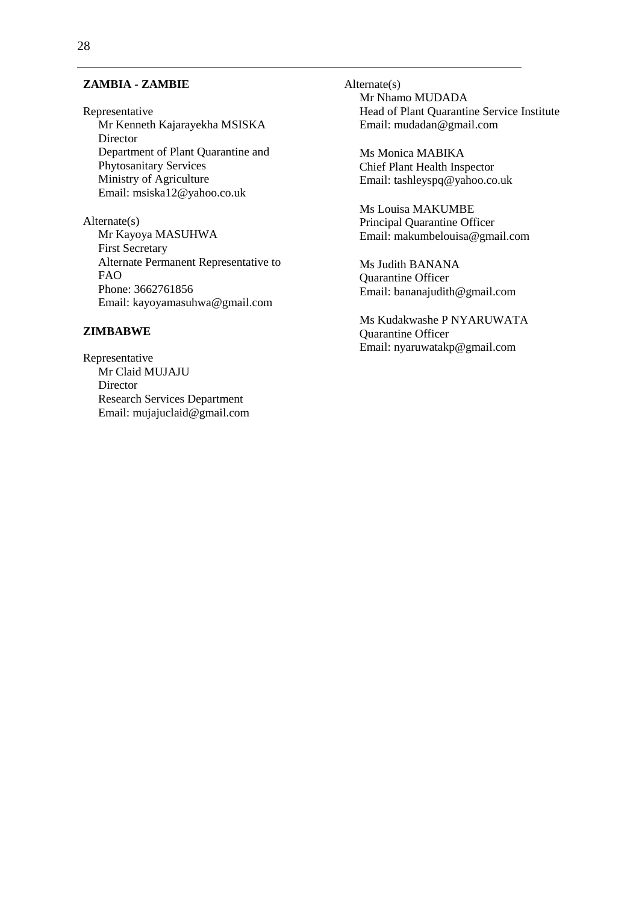**ZAMBIA - ZAMBIE**

Representative
Mr Kenneth Kajarayekha MSISKA
Director
Department of Plant Quarantine and Phytosanitary Services
Ministry of Agriculture
Email: msiska12@yahoo.co.uk

Alternate(s)
Mr Kayoya MASUHWA
First Secretary
Alternate Permanent Representative to FAO
Phone: 3662761856
Email: kayoyamasuhwa@gmail.com

**ZIMBABWE**

Representative
Mr Claid MUJAJU
Director
Research Services Department
Email: mujajuclaid@gmail.com

Alternate(s)
Mr Nhamo MUDADA
Head of Plant Quarantine Service Institute
Email: mudadan@gmail.com

Ms Monica MABIKA
Chief Plant Health Inspector
Email: tashleyspq@yahoo.co.uk

Ms Louisa MAKUMBE
Principal Quarantine Officer
Email: makumbelouisa@gmail.com

Ms Judith BANANA
Quarantine Officer
Email: bananajudith@gmail.com

Ms Kudakwashe P NYARUWATA
Quarantine Officer
Email: nyaruwatakp@gmail.com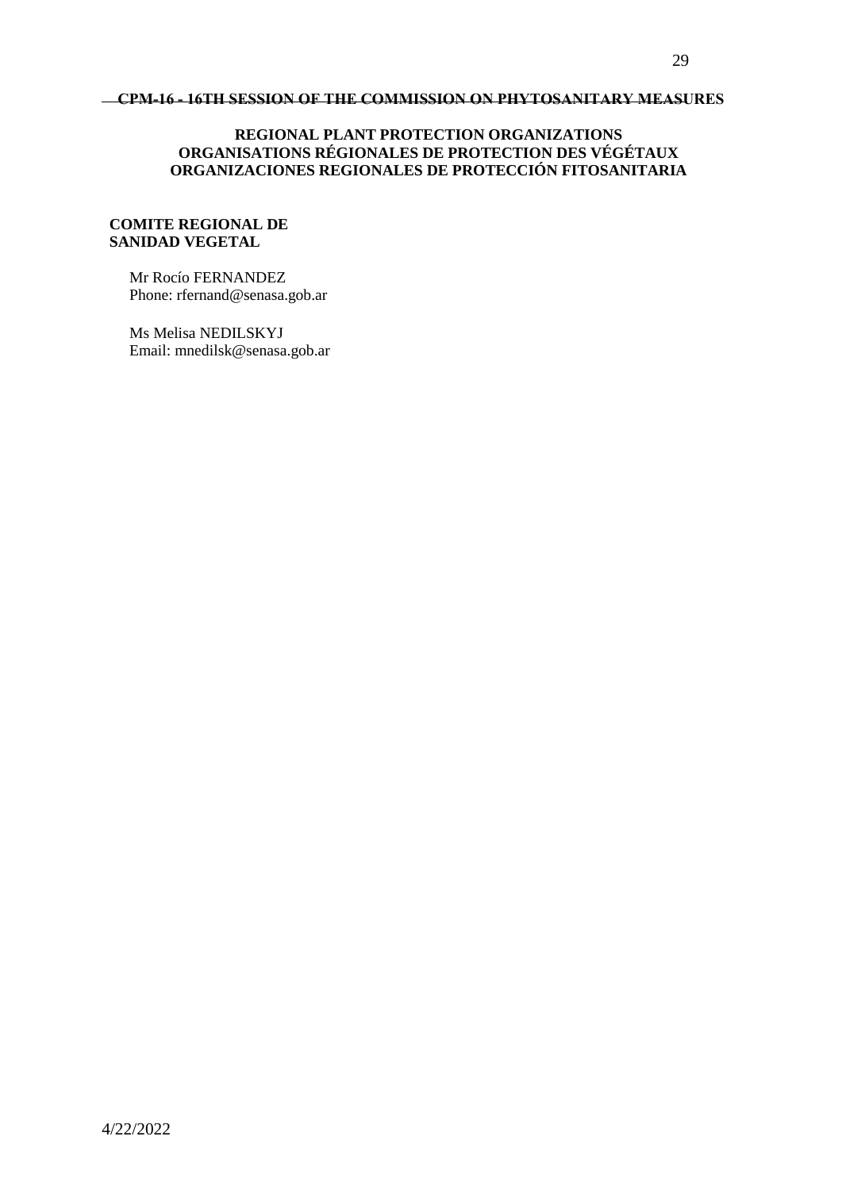## REGIONAL PLANT PROTECTION ORGANIZATIONS
## ORGANISATIONS RÉGIONALES DE PROTECTION DES VÉGÉTAUX
## ORGANIZACIONES REGIONALES DE PROTECCIÓN FITOSANITARIA

**COMITE REGIONAL DE SANIDAD VEGETAL**

Mr Rocío FERNANDEZ
Phone: rfernand@senasa.gob.ar

Ms Melisa NEDILSKYJ
Email: mnedilsk@senasa.gob.ar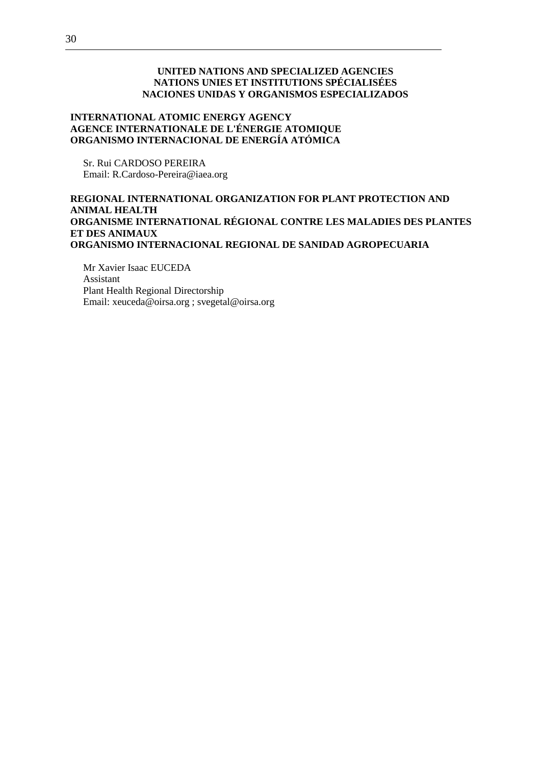## UNITED NATIONS AND SPECIALIZED AGENCIES
## NATIONS UNIES ET INSTITUTIONS SPÉCIALISÉES
## NACIONES UNIDAS Y ORGANISMOS ESPECIALIZADOS

### INTERNATIONAL ATOMIC ENERGY AGENCY
### AGENCE INTERNATIONALE DE L'ÉNERGIE ATOMIQUE
### ORGANISMO INTERNACIONAL DE ENERGÍA ATÓMICA

Sr. Rui CARDOSO PEREIRA
Email: R.Cardoso-Pereira@iaea.org

### REGIONAL INTERNATIONAL ORGANIZATION FOR PLANT PROTECTION AND ANIMAL HEALTH
### ORGANISME INTERNATIONAL RÉGIONAL CONTRE LES MALADIES DES PLANTES ET DES ANIMAUX
### ORGANISMO INTERNACIONAL REGIONAL DE SANIDAD AGROPECUARIA

Mr Xavier Isaac EUCEDA
Assistant
Plant Health Regional Directorship
Email: xeuceda@oirsa.org ; svegetal@oirsa.org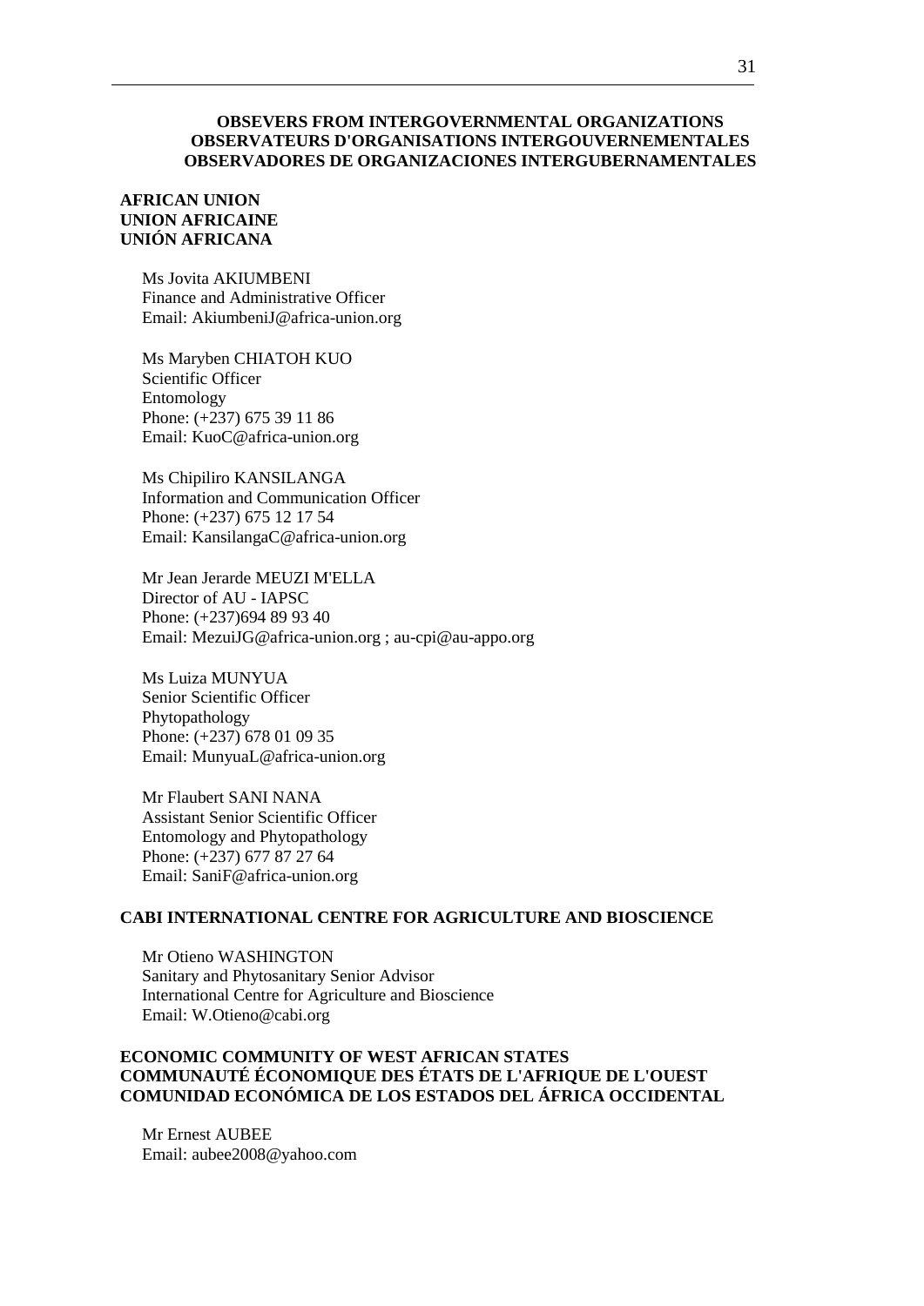## OBSEVERS FROM INTERGOVERNMENTAL ORGANIZATIONS
## OBSERVATEURS D'ORGANISATIONS INTERGOUVERNEMENTALES
## OBSERVADORES DE ORGANIZACIONES INTERGUBERNAMENTALES

### AFRICAN UNION
### UNION AFRICAINE
### UNIÓN AFRICANA

Ms Jovita AKIUMBENI
Finance and Administrative Officer
Email: AkiumbeniJ@africa-union.org

Ms Maryben CHIATOH KUO
Scientific Officer
Entomology
Phone: (+237) 675 39 11 86
Email: KuoC@africa-union.org

Ms Chipiliro KANSILANGA
Information and Communication Officer
Phone: (+237) 675 12 17 54
Email: KansilangaC@africa-union.org

Mr Jean Jerarde MEUZI M'ELLA
Director of AU - IAPSC
Phone: (+237)694 89 93 40
Email: MezuiJG@africa-union.org ; au-cpi@au-appo.org

Ms Luiza MUNYUA
Senior Scientific Officer
Phytopathology
Phone: (+237) 678 01 09 35
Email: MunyuaL@africa-union.org

Mr Flaubert SANI NANA
Assistant Senior Scientific Officer
Entomology and Phytopathology
Phone: (+237) 677 87 27 64
Email: SaniF@africa-union.org

### CABI INTERNATIONAL CENTRE FOR AGRICULTURE AND BIOSCIENCE

Mr Otieno WASHINGTON
Sanitary and Phytosanitary Senior Advisor
International Centre for Agriculture and Bioscience
Email: W.Otieno@cabi.org

### ECONOMIC COMMUNITY OF WEST AFRICAN STATES
### COMMUNAUTÉ ÉCONOMIQUE DES ÉTATS DE L'AFRIQUE DE L'OUEST
### COMUNIDAD ECONÓMICA DE LOS ESTADOS DEL ÁFRICA OCCIDENTAL

Mr Ernest AUBEE
Email: aubee2008@yahoo.com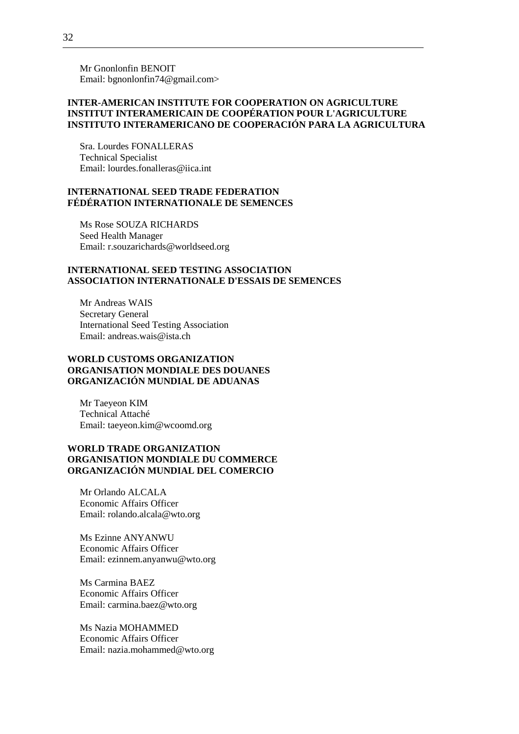Mr Gnonlonfin BENOIT
Email: bgnonlonfin74@gmail.com>

**INTER-AMERICAN INSTITUTE FOR COOPERATION ON AGRICULTURE**
**INSTITUT INTERAMERICAIN DE COOPÉRATION POUR L'AGRICULTURE**
**INSTITUTO INTERAMERICANO DE COOPERACIÓN PARA LA AGRICULTURA**

Sra. Lourdes FONALLERAS
Technical Specialist
Email: lourdes.fonalleras@iica.int

**INTERNATIONAL SEED TRADE FEDERATION**
**FÉDÉRATION INTERNATIONALE DE SEMENCES**

Ms Rose SOUZA RICHARDS
Seed Health Manager
Email: r.souzarichards@worldseed.org

**INTERNATIONAL SEED TESTING ASSOCIATION**
**ASSOCIATION INTERNATIONALE D'ESSAIS DE SEMENCES**

Mr Andreas WAIS
Secretary General
International Seed Testing Association
Email: andreas.wais@ista.ch

**WORLD CUSTOMS ORGANIZATION**
**ORGANISATION MONDIALE DES DOUANES**
**ORGANIZACIÓN MUNDIAL DE ADUANAS**

Mr Taeyeon KIM
Technical Attaché
Email: taeyeon.kim@wcoomd.org

**WORLD TRADE ORGANIZATION**
**ORGANISATION MONDIALE DU COMMERCE**
**ORGANIZACIÓN MUNDIAL DEL COMERCIO**

Mr Orlando ALCALA
Economic Affairs Officer
Email: rolando.alcala@wto.org

Ms Ezinne ANYANWU
Economic Affairs Officer
Email: ezinnem.anyanwu@wto.org

Ms Carmina BAEZ
Economic Affairs Officer
Email: carmina.baez@wto.org

Ms Nazia MOHAMMED
Economic Affairs Officer
Email: nazia.mohammed@wto.org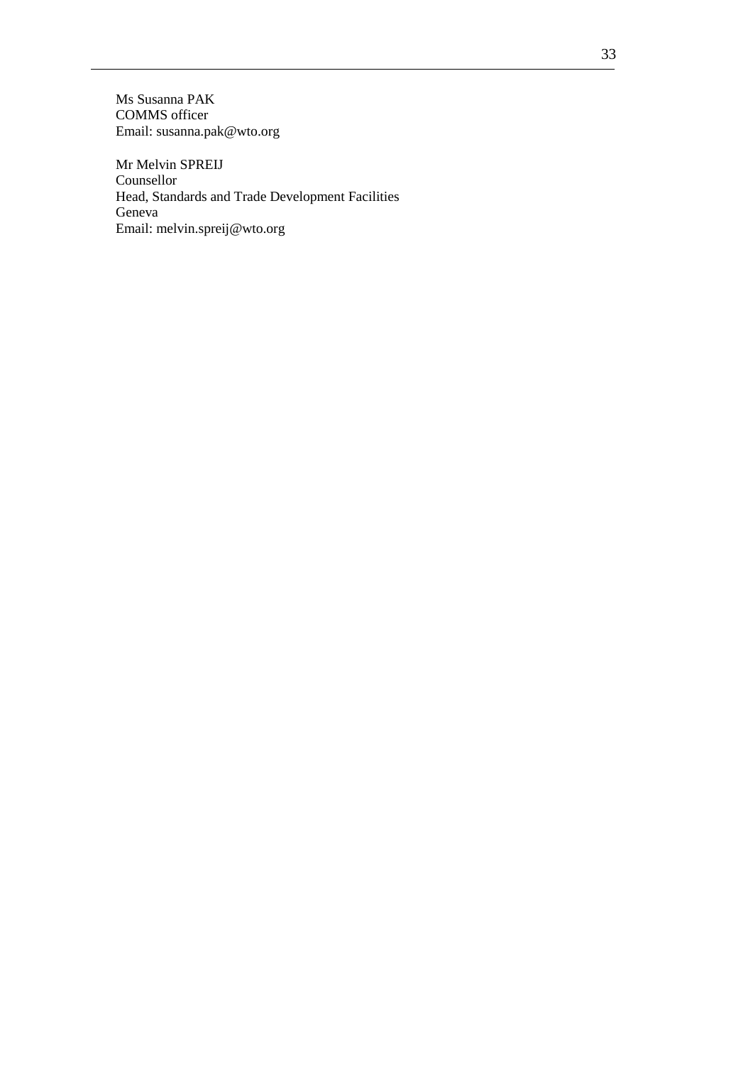Ms Susanna PAK
COMMS officer
Email: susanna.pak@wto.org

Mr Melvin SPREIJ
Counsellor
Head, Standards and Trade Development Facilities
Geneva
Email: melvin.spreij@wto.org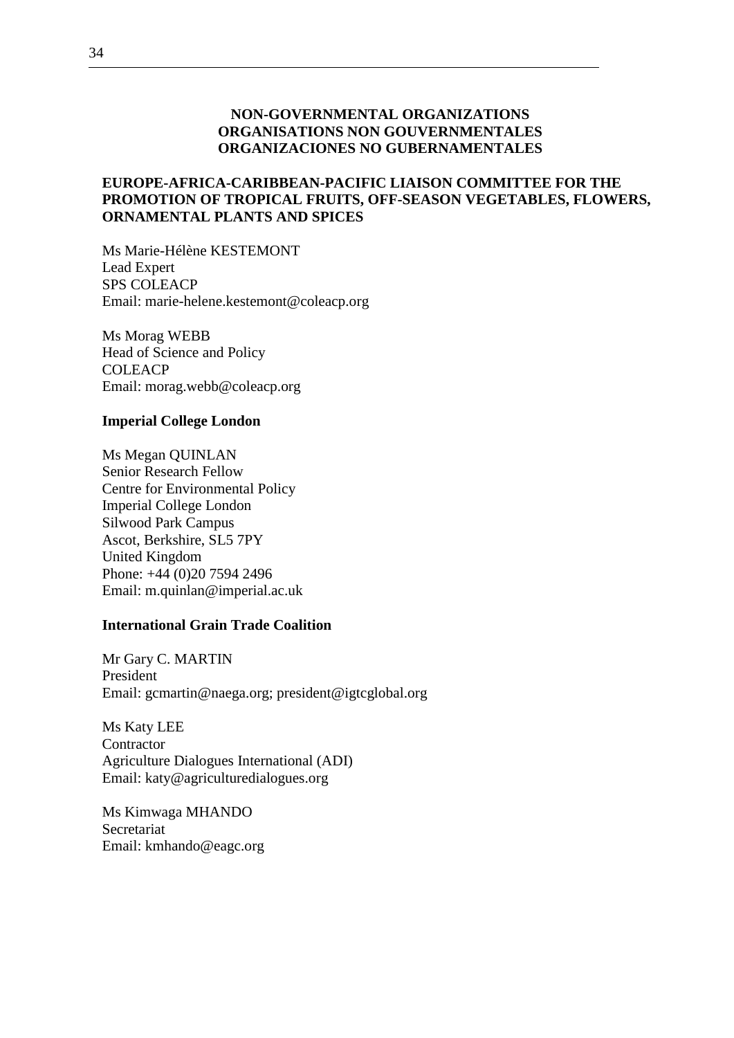## NON-GOVERNMENTAL ORGANIZATIONS
## ORGANISATIONS NON GOUVERNMENTALES
## ORGANIZACIONES NO GUBERNAMENTALES

### EUROPE-AFRICA-CARIBBEAN-PACIFIC LIAISON COMMITTEE FOR THE PROMOTION OF TROPICAL FRUITS, OFF-SEASON VEGETABLES, FLOWERS, ORNAMENTAL PLANTS AND SPICES

Ms Marie-Hélène KESTEMONT
Lead Expert
SPS COLEACP
Email: marie-helene.kestemont@coleacp.org

Ms Morag WEBB
Head of Science and Policy
COLEACP
Email: morag.webb@coleacp.org

### Imperial College London

Ms Megan QUINLAN
Senior Research Fellow
Centre for Environmental Policy
Imperial College London
Silwood Park Campus
Ascot, Berkshire, SL5 7PY
United Kingdom
Phone: +44 (0)20 7594 2496
Email: m.quinlan@imperial.ac.uk

### International Grain Trade Coalition

Mr Gary C. MARTIN
President
Email: gcmartin@naega.org; president@igtcglobal.org

Ms Katy LEE
Contractor
Agriculture Dialogues International (ADI)
Email: katy@agriculturedialogues.org

Ms Kimwaga MHANDO
Secretariat
Email: kmhando@eagc.org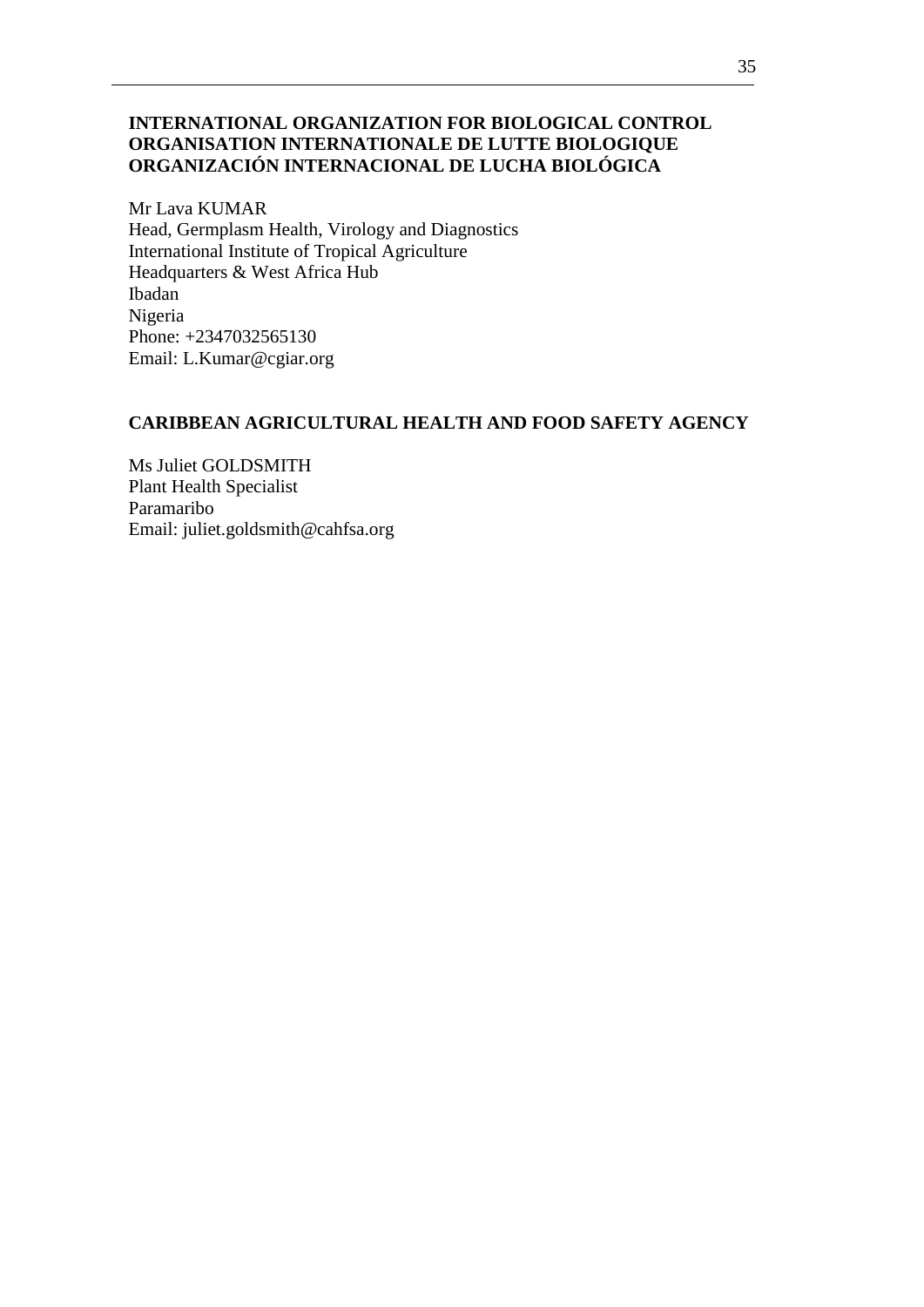**INTERNATIONAL ORGANIZATION FOR BIOLOGICAL CONTROL**
**ORGANISATION INTERNATIONALE DE LUTTE BIOLOGIQUE**
**ORGANIZACIÓN INTERNACIONAL DE LUCHA BIOLÓGICA**

Mr Lava KUMAR
Head, Germplasm Health, Virology and Diagnostics
International Institute of Tropical Agriculture
Headquarters & West Africa Hub
Ibadan
Nigeria
Phone: +2347032565130
Email: L.Kumar@cgiar.org

**CARIBBEAN AGRICULTURAL HEALTH AND FOOD SAFETY AGENCY**

Ms Juliet GOLDSMITH
Plant Health Specialist
Paramaribo
Email: juliet.goldsmith@cahfsa.org